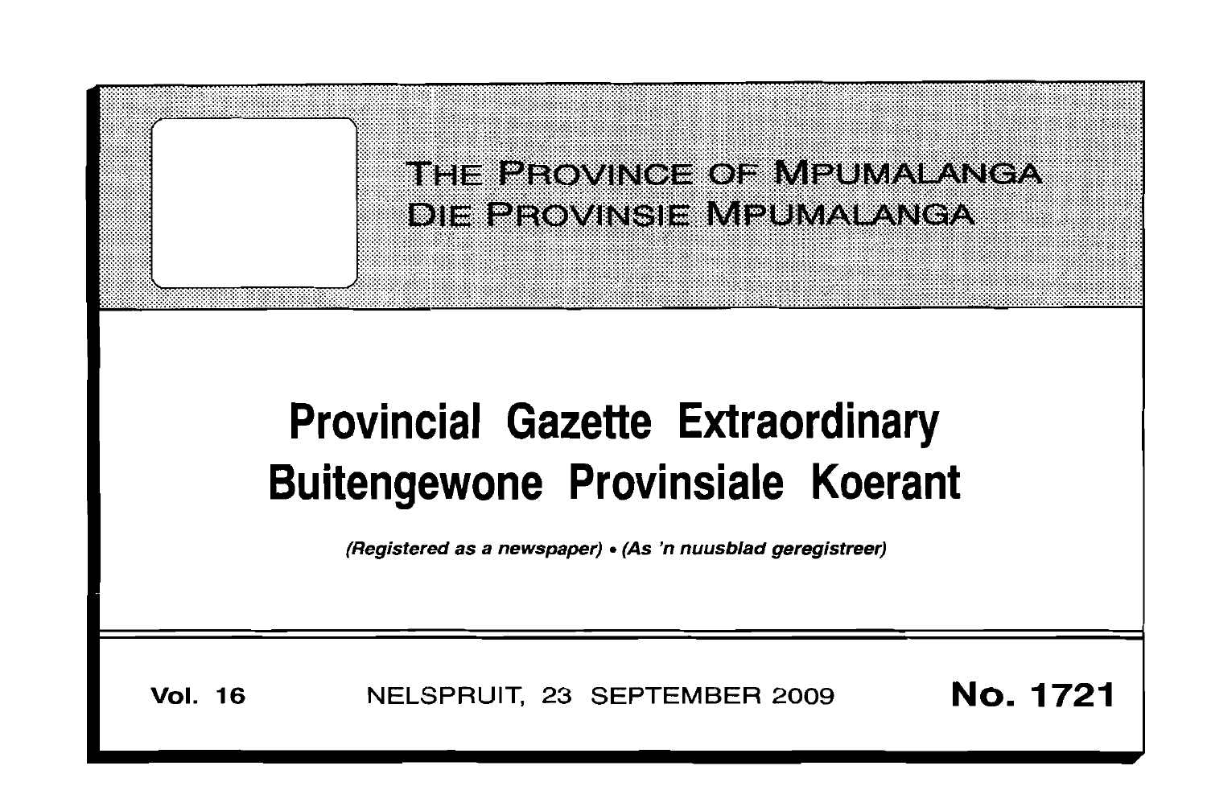THE PROVINCE OF MPUMALANGA

DIE PROVINSIE MPUMALANGA

# Provincial Gazette Extraordinary

# Buitengewone Provinsiale Koerant

*(Registered as a newspaper) • (As 'n nuusblad geregistreer)*

**Vol. 16** NELSPRUIT, 23 SEPTEMBER 2009 **No. 1721**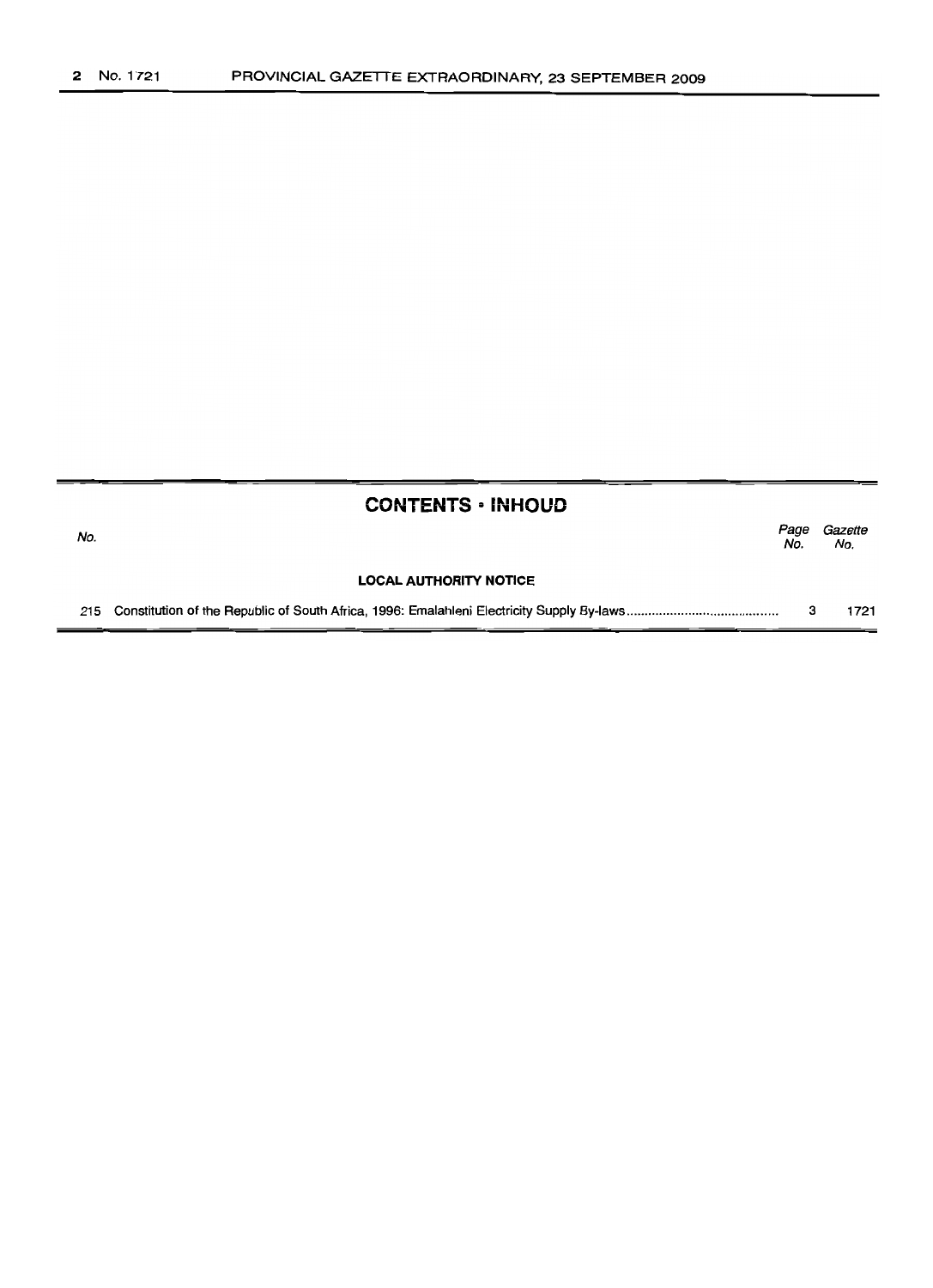## CONTENTS • INHOUD

| No. | | Page No. | Gazette No. |
|---|---|---|---|
| | **LOCAL AUTHORITY NOTICE** | | |
| 215 | Constitution of the Republic of South Africa, 1996: Emalahleni Electricity Supply By-laws | 3 | 1721 |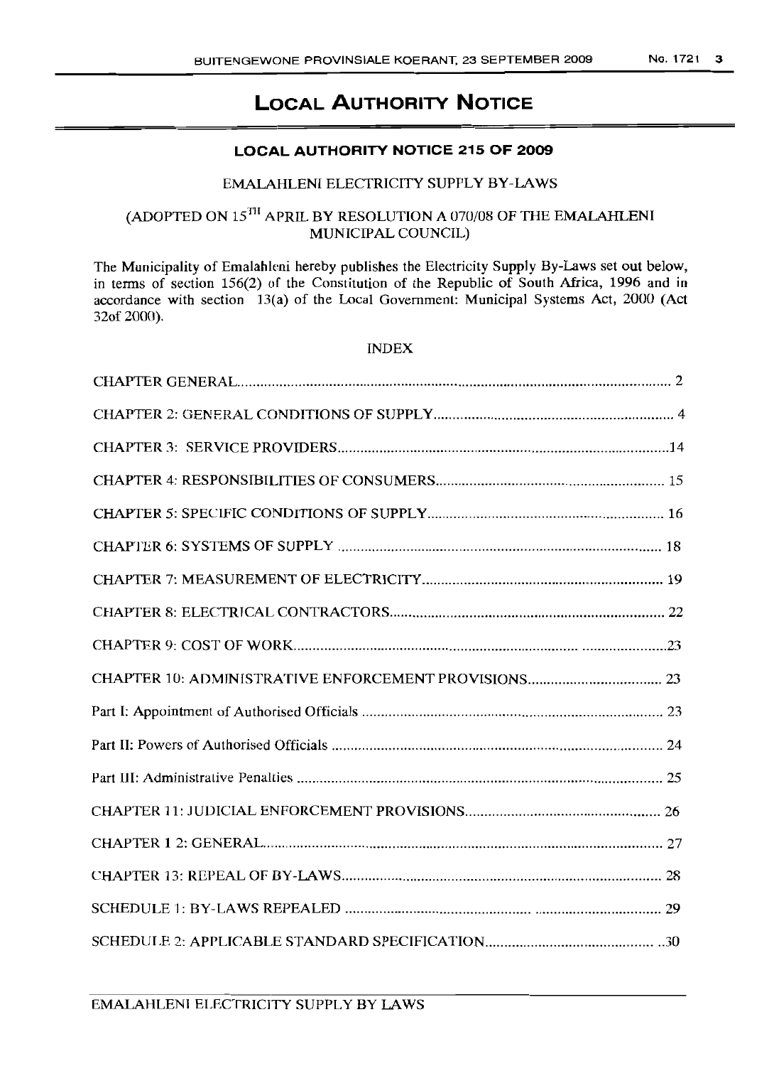# LOCAL AUTHORITY NOTICE

## LOCAL AUTHORITY NOTICE 215 OF 2009

EMALAHLENI ELECTRICITY SUPPLY BY-LAWS

(ADOPTED ON 15[TH] APRIL BY RESOLUTION A 070/08 OF THE EMALAHLENI MUNICIPAL COUNCIL)

The Municipality of Emalahleni hereby publishes the Electricity Supply By-Laws set out below, in terms of section 156(2) of the Constitution of the Republic of South Africa, 1996 and in accordance with section 13(a) of the Local Government: Municipal Systems Act, 2000 (Act 32of 2000).

INDEX

| | |
|---|---|
| CHAPTER GENERAL | 2 |
| CHAPTER 2: GENERAL CONDITIONS OF SUPPLY | 4 |
| CHAPTER 3: SERVICE PROVIDERS | 14 |
| CHAPTER 4: RESPONSIBILITIES OF CONSUMERS | 15 |
| CHAPTER 5: SPECIFIC CONDITIONS OF SUPPLY | 16 |
| CHAPTER 6: SYSTEMS OF SUPPLY | 18 |
| CHAPTER 7: MEASUREMENT OF ELECTRICITY | 19 |
| CHAPTER 8: ELECTRICAL CONTRACTORS | 22 |
| CHAPTER 9: COST OF WORK | 23 |
| CHAPTER 10: ADMINISTRATIVE ENFORCEMENT PROVISIONS | 23 |
| Part I: Appointment of Authorised Officials | 23 |
| Part II: Powers of Authorised Officials | 24 |
| Part III: Administrative Penalties | 25 |
| CHAPTER 11: JUDICIAL ENFORCEMENT PROVISIONS | 26 |
| CHAPTER 1 2: GENERAL | 27 |
| CHAPTER 13: REPEAL OF BY-LAWS | 28 |
| SCHEDULE 1: BY-LAWS REPEALED | 29 |
| SCHEDULE 2: APPLICABLE STANDARD SPECIFICATION | 30 |

EMALAHLENI ELECTRICITY SUPPLY BY LAWS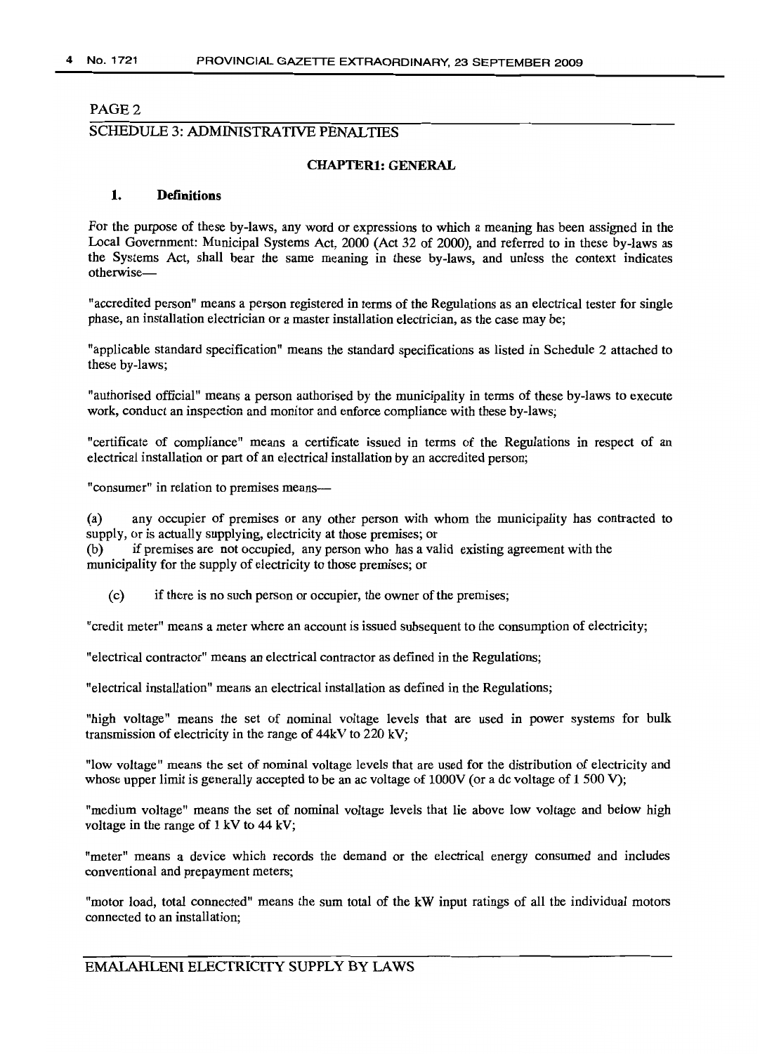PAGE 2

SCHEDULE 3: ADMINISTRATIVE PENALTIES

## CHAPTER1: GENERAL

### 1. Definitions

For the purpose of these by-laws, any word or expressions to which a meaning has been assigned in the Local Government: Municipal Systems Act, 2000 (Act 32 of 2000), and referred to in these by-laws as the Systems Act, shall bear the same meaning in these by-laws, and unless the context indicates otherwise—

"accredited person" means a person registered in terms of the Regulations as an electrical tester for single phase, an installation electrician or a master installation electrician, as the case may be;

"applicable standard specification" means the standard specifications as listed in Schedule 2 attached to these by-laws;

"authorised official" means a person authorised by the municipality in terms of these by-laws to execute work, conduct an inspection and monitor and enforce compliance with these by-laws;

"certificate of compliance" means a certificate issued in terms of the Regulations in respect of an electrical installation or part of an electrical installation by an accredited person;

"consumer" in relation to premises means—

(a) any occupier of premises or any other person with whom the municipality has contracted to supply, or is actually supplying, electricity at those premises; or

(b) if premises are not occupied, any person who has a valid existing agreement with the municipality for the supply of electricity to those premises; or

(c) if there is no such person or occupier, the owner of the premises;

"credit meter" means a meter where an account is issued subsequent to the consumption of electricity;

"electrical contractor" means an electrical contractor as defined in the Regulations;

"electrical installation" means an electrical installation as defined in the Regulations;

"high voltage" means the set of nominal voltage levels that are used in power systems for bulk transmission of electricity in the range of 44kV to 220 kV;

"low voltage" means the set of nominal voltage levels that are used for the distribution of electricity and whose upper limit is generally accepted to be an ac voltage of 1000V (or a dc voltage of 1 500 V);

"medium voltage" means the set of nominal voltage levels that lie above low voltage and below high voltage in the range of 1 kV to 44 kV;

"meter" means a device which records the demand or the electrical energy consumed and includes conventional and prepayment meters;

"motor load, total connected" means the sum total of the kW input ratings of all the individual motors connected to an installation;

EMALAHLENI ELECTRICITY SUPPLY BY LAWS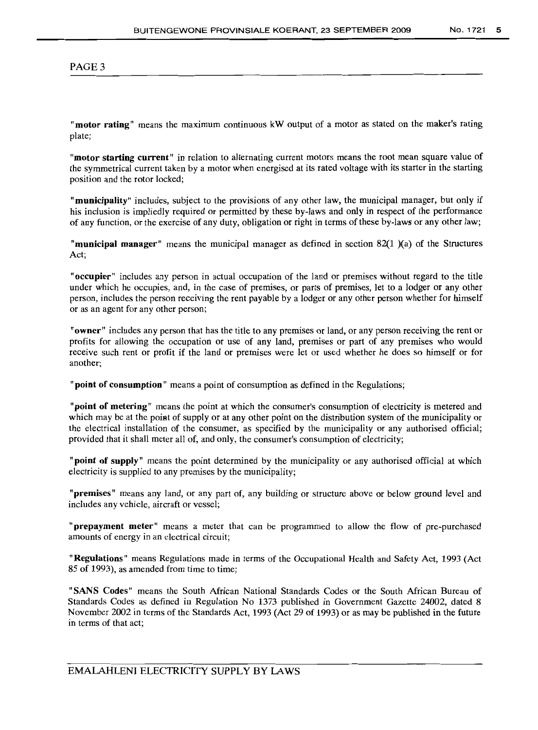PAGE 3

"**motor rating**" means the maximum continuous kW output of a motor as stated on the maker's rating plate;

"**motor starting current**" in relation to alternating current motors means the root mean square value of the symmetrical current taken by a motor when energised at its rated voltage with its starter in the starting position and the rotor locked;

"**municipality**" includes, subject to the provisions of any other law, the municipal manager, but only if his inclusion is impliedly required or permitted by these by-laws and only in respect of the performance of any function, or the exercise of any duty, obligation or right in terms of these by-laws or any other law;

"**municipal manager**" means the municipal manager as defined in section 82(1 )(a) of the Structures Act;

"**occupier**" includes any person in actual occupation of the land or premises without regard to the title under which he occupies, and, in the case of premises, or parts of premises, let to a lodger or any other person, includes the person receiving the rent payable by a lodger or any other person whether for himself or as an agent for any other person;

"**owner**" includes any person that has the title to any premises or land, or any person receiving the rent or profits for allowing the occupation or use of any land, premises or part of any premises who would receive such rent or profit if the land or premises were let or used whether he does so himself or for another;

"**point of consumption**" means a point of consumption as defined in the Regulations;

"**point of metering**" means the point at which the consumer's consumption of electricity is metered and which may be at the point of supply or at any other point on the distribution system of the municipality or the electrical installation of the consumer, as specified by the municipality or any authorised official; provided that it shall meter all of, and only, the consumer's consumption of electricity;

"**point of supply**" means the point determined by the municipality or any authorised official at which electricity is supplied to any premises by the municipality;

"**premises**" means any land, or any part of, any building or structure above or below ground level and includes any vehicle, aircraft or vessel;

"**prepayment meter**" means a meter that can be programmed to allow the flow of pre-purchased amounts of energy in an electrical circuit;

"**Regulations**" means Regulations made in terms of the Occupational Health and Safety Act, 1993 (Act 85 of 1993), as amended from time to time;

"**SANS Codes**" means the South African National Standards Codes or the South African Bureau of Standards Codes as defined in Regulation No 1373 published in Government Gazette 24002, dated 8 November 2002 in terms of the Standards Act, 1993 (Act 29 of 1993) or as may be published in the future in terms of that act;

EMALAHLENI ELECTRICITY SUPPLY BY LAWS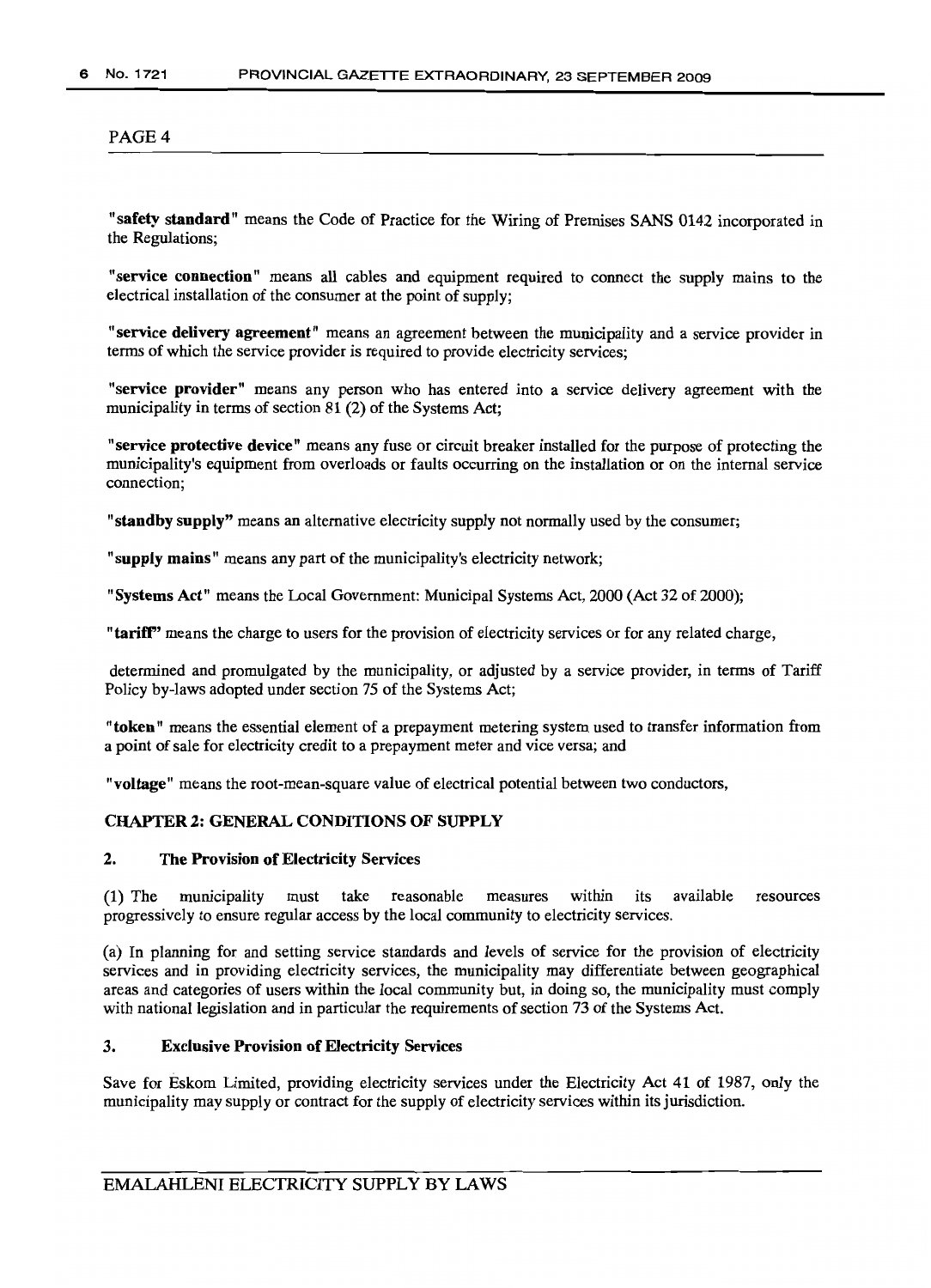PAGE 4

"**safety standard**" means the Code of Practice for the Wiring of Premises SANS 0142 incorporated in the Regulations;

"**service connection**" means all cables and equipment required to connect the supply mains to the electrical installation of the consumer at the point of supply;

"**service delivery agreement**" means an agreement between the municipality and a service provider in terms of which the service provider is required to provide electricity services;

"**service provider**" means any person who has entered into a service delivery agreement with the municipality in terms of section 81 (2) of the Systems Act;

"**service protective device**" means any fuse or circuit breaker installed for the purpose of protecting the municipality's equipment from overloads or faults occurring on the installation or on the internal service connection;

"**standby supply**" means an alternative electricity supply not normally used by the consumer;

"**supply mains**" means any part of the municipality's electricity network;

"**Systems Act**" means the Local Government: Municipal Systems Act, 2000 (Act 32 of 2000);

"**tariff**" means the charge to users for the provision of electricity services or for any related charge,

determined and promulgated by the municipality, or adjusted by a service provider, in terms of Tariff Policy by-laws adopted under section 75 of the Systems Act;

"**token**" means the essential element of a prepayment metering system used to transfer information from a point of sale for electricity credit to a prepayment meter and vice versa; and

"**voltage**" means the root-mean-square value of electrical potential between two conductors,

## CHAPTER 2: GENERAL CONDITIONS OF SUPPLY

### 2. The Provision of Electricity Services

(1) The municipality must take reasonable measures within its available resources progressively to ensure regular access by the local community to electricity services.

(a) In planning for and setting service standards and levels of service for the provision of electricity services and in providing electricity services, the municipality may differentiate between geographical areas and categories of users within the local community but, in doing so, the municipality must comply with national legislation and in particular the requirements of section 73 of the Systems Act.

### 3. Exclusive Provision of Electricity Services

Save for Eskom Limited, providing electricity services under the Electricity Act 41 of 1987, only the municipality may supply or contract for the supply of electricity services within its jurisdiction.

EMALAHLENI ELECTRICITY SUPPLY BY LAWS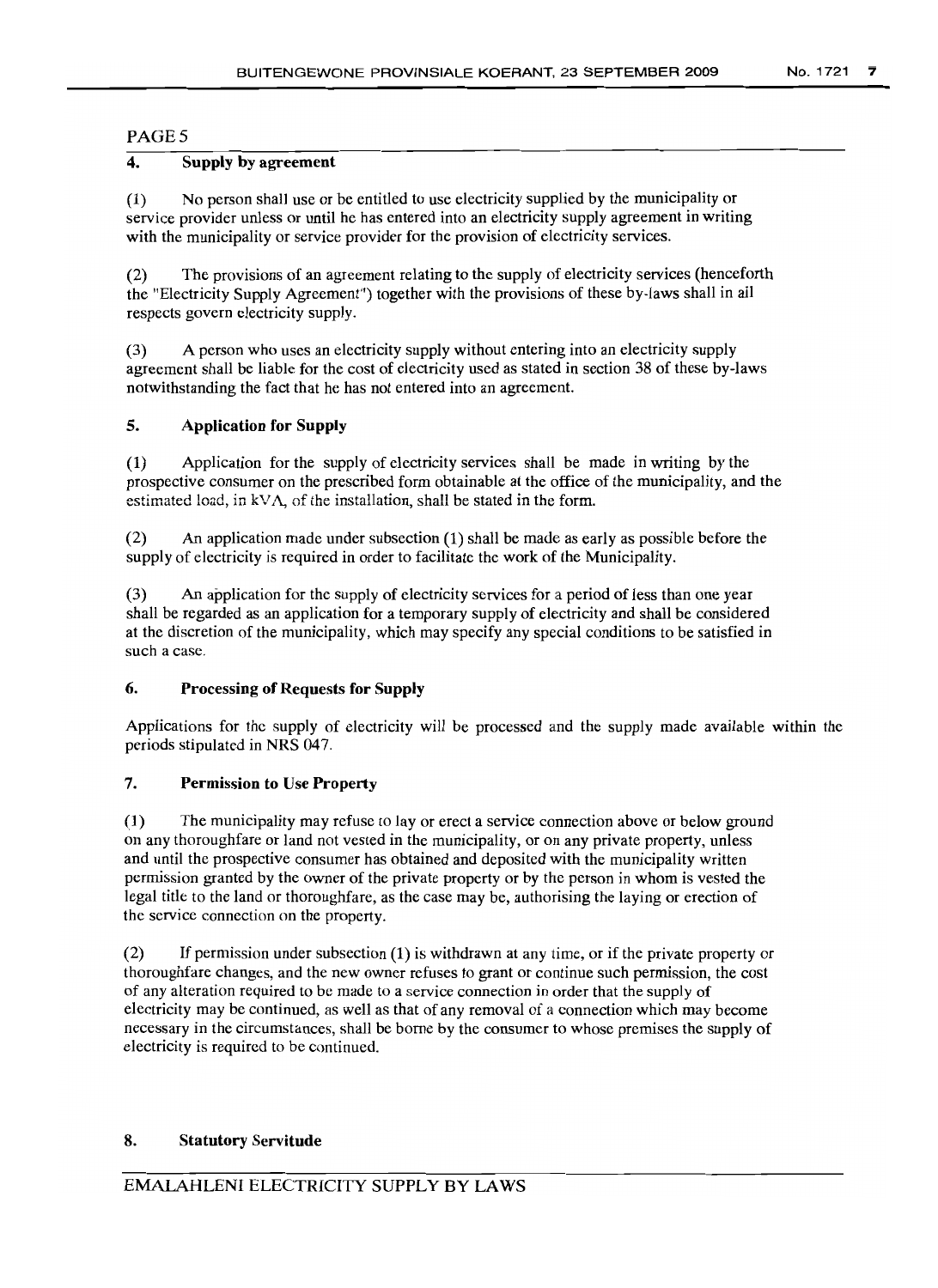PAGE 5

## 4. Supply by agreement

(1) No person shall use or be entitled to use electricity supplied by the municipality or service provider unless or until he has entered into an electricity supply agreement in writing with the municipality or service provider for the provision of electricity services.

(2) The provisions of an agreement relating to the supply of electricity services (henceforth the "Electricity Supply Agreement") together with the provisions of these by-laws shall in all respects govern electricity supply.

(3) A person who uses an electricity supply without entering into an electricity supply agreement shall be liable for the cost of electricity used as stated in section 38 of these by-laws notwithstanding the fact that he has not entered into an agreement.

## 5. Application for Supply

(1) Application for the supply of electricity services shall be made in writing by the prospective consumer on the prescribed form obtainable at the office of the municipality, and the estimated load, in kVA, of the installation, shall be stated in the form.

(2) An application made under subsection (1) shall be made as early as possible before the supply of electricity is required in order to facilitate the work of the Municipality.

(3) An application for the supply of electricity services for a period of less than one year shall be regarded as an application for a temporary supply of electricity and shall be considered at the discretion of the municipality, which may specify any special conditions to be satisfied in such a case.

## 6. Processing of Requests for Supply

Applications for the supply of electricity will be processed and the supply made available within the periods stipulated in NRS 047.

## 7. Permission to Use Property

(1) The municipality may refuse to lay or erect a service connection above or below ground on any thoroughfare or land not vested in the municipality, or on any private property, unless and until the prospective consumer has obtained and deposited with the municipality written permission granted by the owner of the private property or by the person in whom is vested the legal title to the land or thoroughfare, as the case may be, authorising the laying or erection of the service connection on the property.

(2) If permission under subsection (1) is withdrawn at any time, or if the private property or thoroughfare changes, and the new owner refuses to grant or continue such permission, the cost of any alteration required to be made to a service connection in order that the supply of electricity may be continued, as well as that of any removal of a connection which may become necessary in the circumstances, shall be borne by the consumer to whose premises the supply of electricity is required to be continued.

## 8. Statutory Servitude

EMALAHLENI ELECTRICITY SUPPLY BY LAWS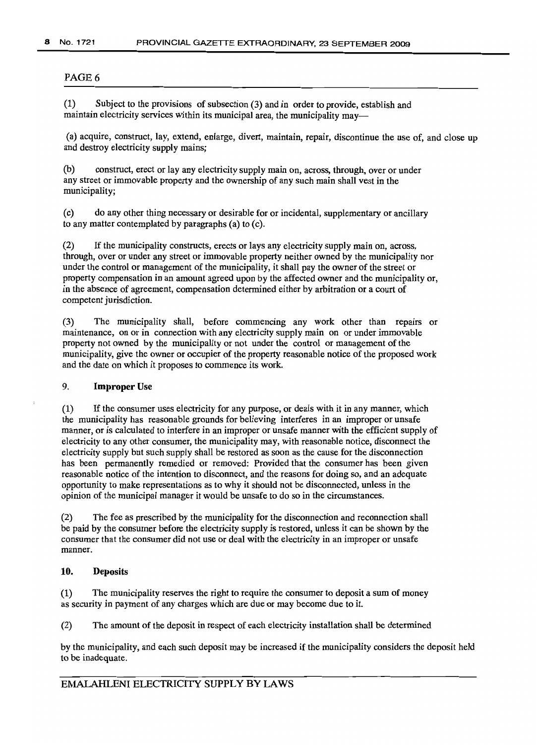PAGE 6

(1) Subject to the provisions of subsection (3) and in order to provide, establish and maintain electricity services within its municipal area, the municipality may—

(a) acquire, construct, lay, extend, enlarge, divert, maintain, repair, discontinue the use of, and close up and destroy electricity supply mains;

(b) construct, erect or lay any electricity supply main on, across, through, over or under any street or immovable property and the ownership of any such main shall vest in the municipality;

(c) do any other thing necessary or desirable for or incidental, supplementary or ancillary to any matter contemplated by paragraphs (a) to (c).

(2) If the municipality constructs, erects or lays any electricity supply main on, across, through, over or under any street or immovable property neither owned by the municipality nor under the control or management of the municipality, it shall pay the owner of the street or property compensation in an amount agreed upon by the affected owner and the municipality or, in the absence of agreement, compensation determined either by arbitration or a court of competent jurisdiction.

(3) The municipality shall, before commencing any work other than repairs or maintenance, on or in connection with any electricity supply main on or under immovable property not owned by the municipality or not under the control or management of the municipality, give the owner or occupier of the property reasonable notice of the proposed work and the date on which it proposes to commence its work.

### 9. Improper Use

(1) If the consumer uses electricity for any purpose, or deals with it in any manner, which the municipality has reasonable grounds for believing interferes in an improper or unsafe manner, or is calculated to interfere in an improper or unsafe manner with the efficient supply of electricity to any other consumer, the municipality may, with reasonable notice, disconnect the electricity supply but such supply shall be restored as soon as the cause for the disconnection has been permanently remedied or removed: Provided that the consumer has been given reasonable notice of the intention to disconnect, and the reasons for doing so, and an adequate opportunity to make representations as to why it should not be disconnected, unless in the opinion of the municipal manager it would be unsafe to do so in the circumstances.

(2) The fee as prescribed by the municipality for the disconnection and reconnection shall be paid by the consumer before the electricity supply is restored, unless it can be shown by the consumer that the consumer did not use or deal with the electricity in an improper or unsafe manner.

### 10. Deposits

(1) The municipality reserves the right to require the consumer to deposit a sum of money as security in payment of any charges which are due or may become due to it.

(2) The amount of the deposit in respect of each electricity installation shall be determined by the municipality, and each such deposit may be increased if the municipality considers the deposit held to be inadequate.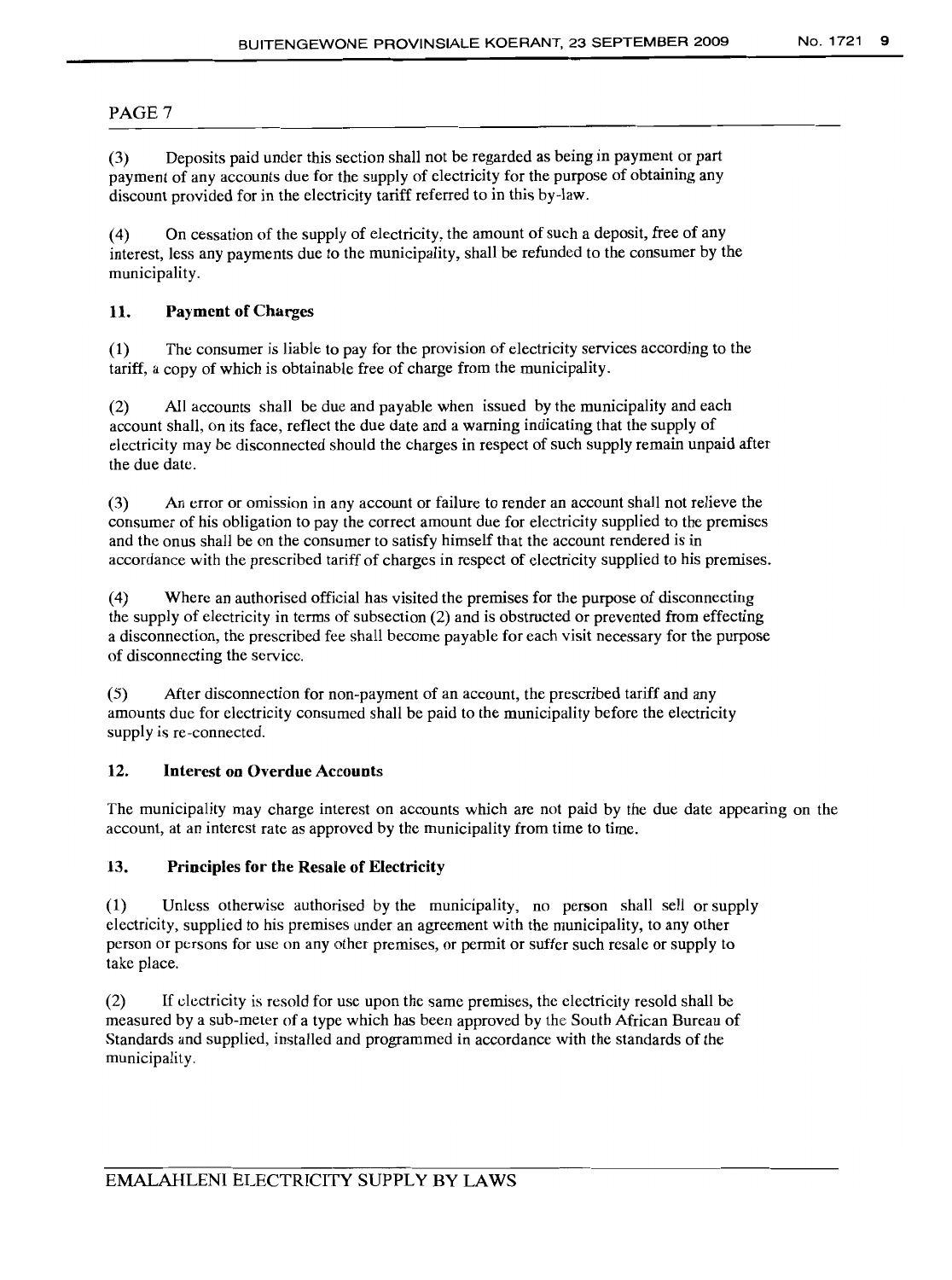PAGE 7

(3) Deposits paid under this section shall not be regarded as being in payment or part payment of any accounts due for the supply of electricity for the purpose of obtaining any discount provided for in the electricity tariff referred to in this by-law.

(4) On cessation of the supply of electricity, the amount of such a deposit, free of any interest, less any payments due to the municipality, shall be refunded to the consumer by the municipality.

## 11. Payment of Charges

(1) The consumer is liable to pay for the provision of electricity services according to the tariff, a copy of which is obtainable free of charge from the municipality.

(2) All accounts shall be due and payable when issued by the municipality and each account shall, on its face, reflect the due date and a warning indicating that the supply of electricity may be disconnected should the charges in respect of such supply remain unpaid after the due date.

(3) An error or omission in any account or failure to render an account shall not relieve the consumer of his obligation to pay the correct amount due for electricity supplied to the premises and the onus shall be on the consumer to satisfy himself that the account rendered is in accordance with the prescribed tariff of charges in respect of electricity supplied to his premises.

(4) Where an authorised official has visited the premises for the purpose of disconnecting the supply of electricity in terms of subsection (2) and is obstructed or prevented from effecting a disconnection, the prescribed fee shall become payable for each visit necessary for the purpose of disconnecting the service.

(5) After disconnection for non-payment of an account, the prescribed tariff and any amounts due for electricity consumed shall be paid to the municipality before the electricity supply is re-connected.

## 12. Interest on Overdue Accounts

The municipality may charge interest on accounts which are not paid by the due date appearing on the account, at an interest rate as approved by the municipality from time to time.

## 13. Principles for the Resale of Electricity

(1) Unless otherwise authorised by the municipality, no person shall sell or supply electricity, supplied to his premises under an agreement with the municipality, to any other person or persons for use on any other premises, or permit or suffer such resale or supply to take place.

(2) If electricity is resold for use upon the same premises, the electricity resold shall be measured by a sub-meter of a type which has been approved by the South African Bureau of Standards and supplied, installed and programmed in accordance with the standards of the municipality.

EMALAHLENI ELECTRICITY SUPPLY BY LAWS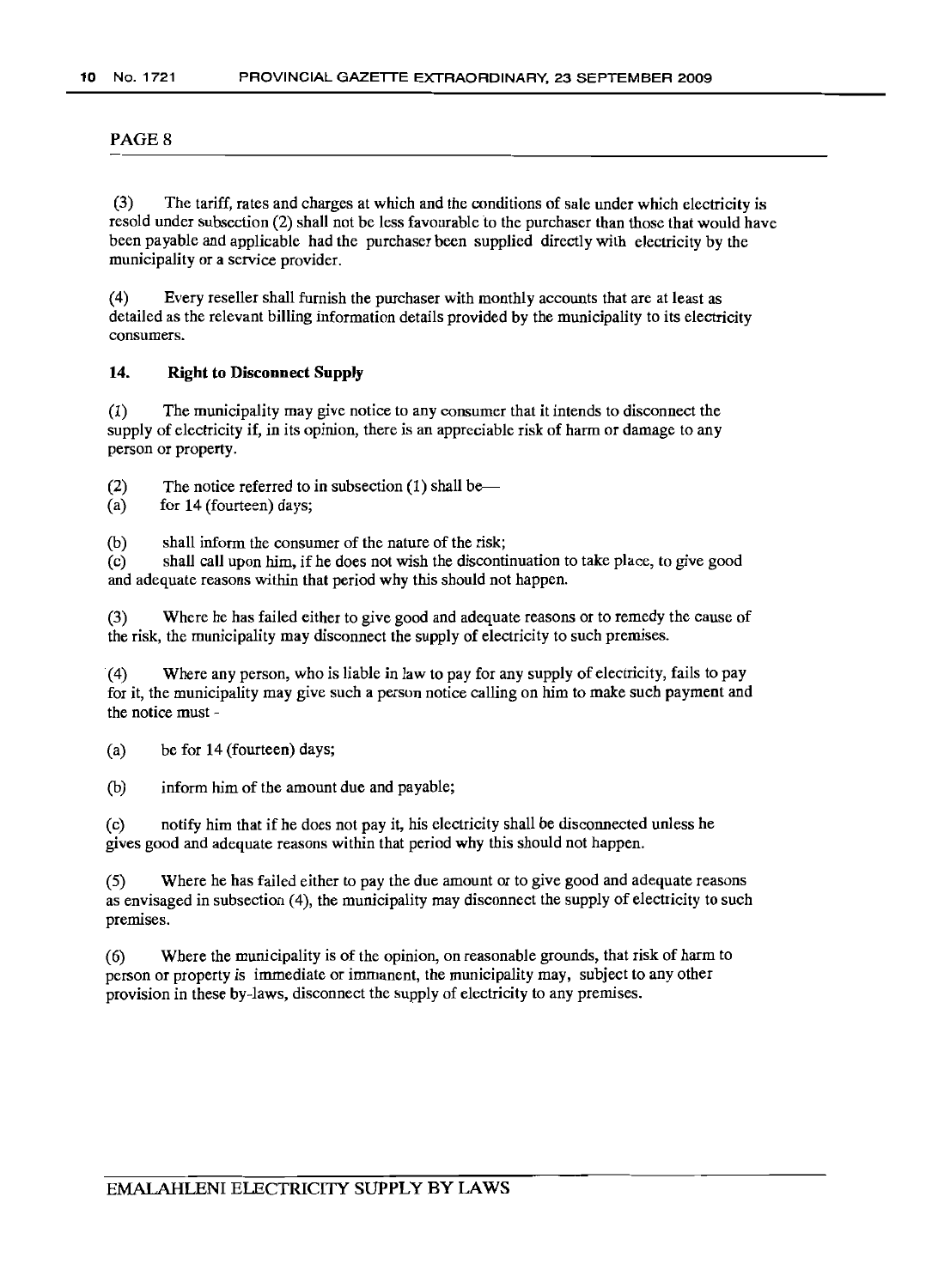PAGE 8

(3) The tariff, rates and charges at which and the conditions of sale under which electricity is resold under subsection (2) shall not be less favourable to the purchaser than those that would have been payable and applicable had the purchaser been supplied directly with electricity by the municipality or a service provider.

(4) Every reseller shall furnish the purchaser with monthly accounts that are at least as detailed as the relevant billing information details provided by the municipality to its electricity consumers.

### 14. Right to Disconnect Supply

(1) The municipality may give notice to any consumer that it intends to disconnect the supply of electricity if, in its opinion, there is an appreciable risk of harm or damage to any person or property.

(2) The notice referred to in subsection (1) shall be—
(a) for 14 (fourteen) days;

(b) shall inform the consumer of the nature of the risk;
(c) shall call upon him, if he does not wish the discontinuation to take place, to give good and adequate reasons within that period why this should not happen.

(3) Where he has failed either to give good and adequate reasons or to remedy the cause of the risk, the municipality may disconnect the supply of electricity to such premises.

(4) Where any person, who is liable in law to pay for any supply of electricity, fails to pay for it, the municipality may give such a person notice calling on him to make such payment and the notice must -

(a) be for 14 (fourteen) days;

(b) inform him of the amount due and payable;

(c) notify him that if he does not pay it, his electricity shall be disconnected unless he gives good and adequate reasons within that period why this should not happen.

(5) Where he has failed either to pay the due amount or to give good and adequate reasons as envisaged in subsection (4), the municipality may disconnect the supply of electricity to such premises.

(6) Where the municipality is of the opinion, on reasonable grounds, that risk of harm to person or property is immediate or immanent, the municipality may, subject to any other provision in these by-laws, disconnect the supply of electricity to any premises.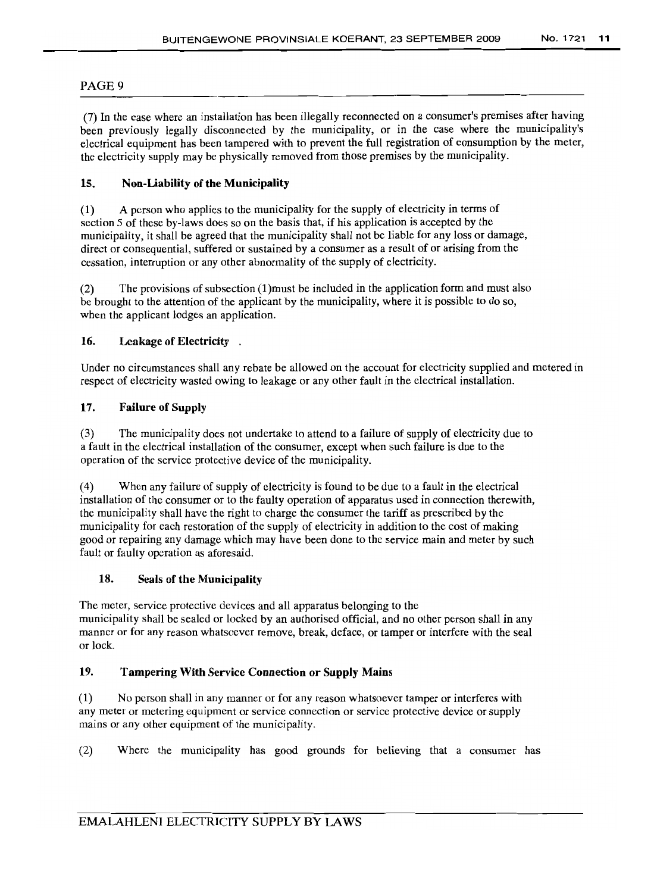PAGE 9

(7) In the case where an installation has been illegally reconnected on a consumer's premises after having been previously legally disconnected by the municipality, or in the case where the municipality's electrical equipment has been tampered with to prevent the full registration of consumption by the meter, the electricity supply may be physically removed from those premises by the municipality.

### 15. Non-Liability of the Municipality

(1) A person who applies to the municipality for the supply of electricity in terms of section 5 of these by-laws does so on the basis that, if his application is accepted by the municipality, it shall be agreed that the municipality shall not be liable for any loss or damage, direct or consequential, suffered or sustained by a consumer as a result of or arising from the cessation, interruption or any other abnormality of the supply of electricity.

(2) The provisions of subsection (1)must be included in the application form and must also be brought to the attention of the applicant by the municipality, where it is possible to do so, when the applicant lodges an application.

### 16. Leakage of Electricity .

Under no circumstances shall any rebate be allowed on the account for electricity supplied and metered in respect of electricity wasted owing to leakage or any other fault in the electrical installation.

### 17. Failure of Supply

(3) The municipality does not undertake to attend to a failure of supply of electricity due to a fault in the electrical installation of the consumer, except when such failure is due to the operation of the service protective device of the municipality.

(4) When any failure of supply of electricity is found to be due to a fault in the electrical installation of the consumer or to the faulty operation of apparatus used in connection therewith, the municipality shall have the right to charge the consumer the tariff as prescribed by the municipality for each restoration of the supply of electricity in addition to the cost of making good or repairing any damage which may have been done to the service main and meter by such fault or faulty operation as aforesaid.

### 18. Seals of the Municipality

The meter, service protective devices and all apparatus belonging to the municipality shall be sealed or locked by an authorised official, and no other person shall in any manner or for any reason whatsoever remove, break, deface, or tamper or interfere with the seal or lock.

### 19. Tampering With Service Connection or Supply Mains

(1) No person shall in any manner or for any reason whatsoever tamper or interferes with any meter or metering equipment or service connection or service protective device or supply mains or any other equipment of the municipality.

(2) Where the municipality has good grounds for believing that a consumer has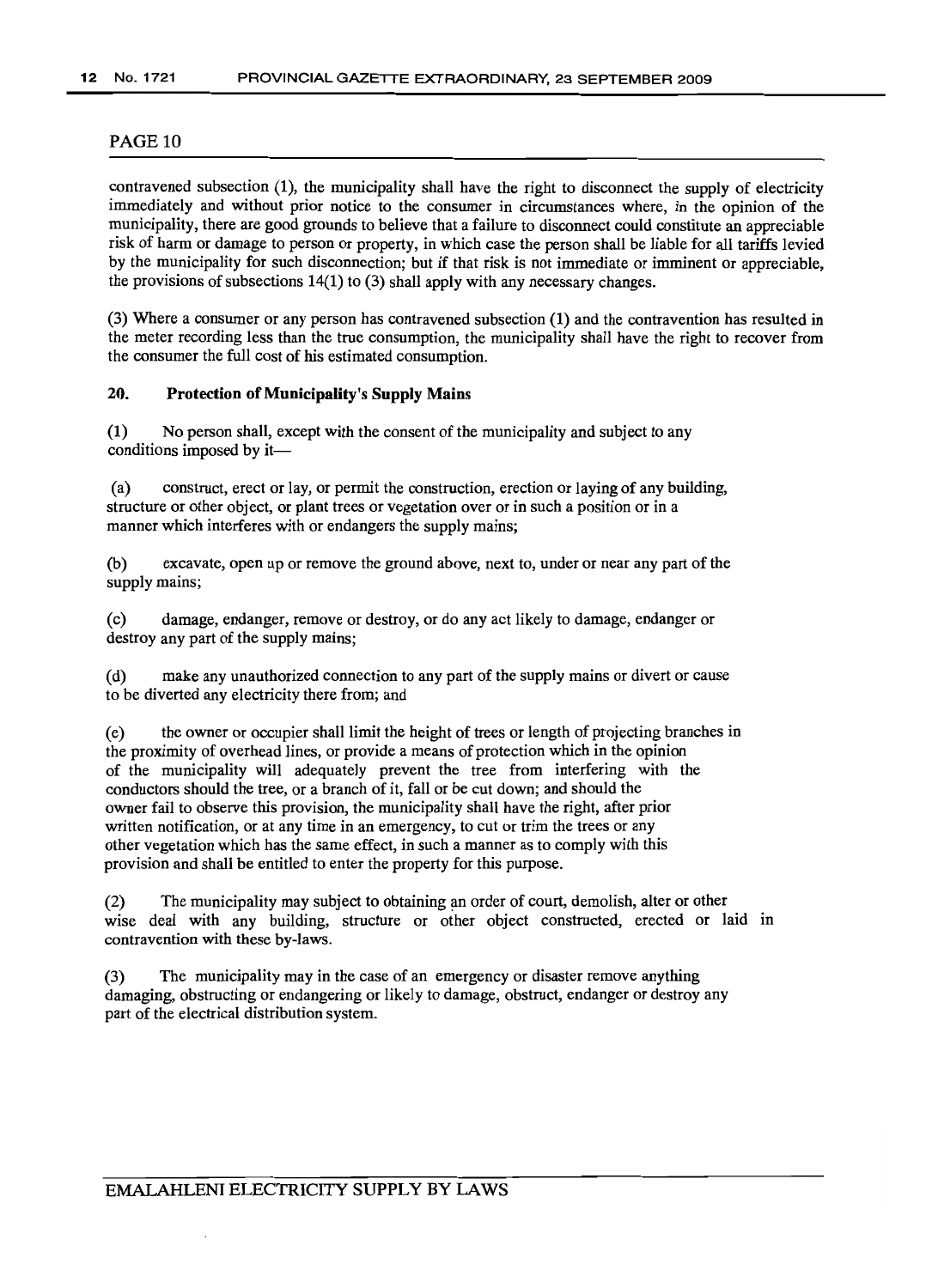contravened subsection (1), the municipality shall have the right to disconnect the supply of electricity immediately and without prior notice to the consumer in circumstances where, in the opinion of the municipality, there are good grounds to believe that a failure to disconnect could constitute an appreciable risk of harm or damage to person or property, in which case the person shall be liable for all tariffs levied by the municipality for such disconnection; but if that risk is not immediate or imminent or appreciable, the provisions of subsections 14(1) to (3) shall apply with any necessary changes.

(3) Where a consumer or any person has contravened subsection (1) and the contravention has resulted in the meter recording less than the true consumption, the municipality shall have the right to recover from the consumer the full cost of his estimated consumption.

## 20. Protection of Municipality's Supply Mains

(1) No person shall, except with the consent of the municipality and subject to any conditions imposed by it—

(a) construct, erect or lay, or permit the construction, erection or laying of any building, structure or other object, or plant trees or vegetation over or in such a position or in a manner which interferes with or endangers the supply mains;

(b) excavate, open up or remove the ground above, next to, under or near any part of the supply mains;

(c) damage, endanger, remove or destroy, or do any act likely to damage, endanger or destroy any part of the supply mains;

(d) make any unauthorized connection to any part of the supply mains or divert or cause to be diverted any electricity there from; and

(e) the owner or occupier shall limit the height of trees or length of projecting branches in the proximity of overhead lines, or provide a means of protection which in the opinion of the municipality will adequately prevent the tree from interfering with the conductors should the tree, or a branch of it, fall or be cut down; and should the owner fail to observe this provision, the municipality shall have the right, after prior written notification, or at any time in an emergency, to cut or trim the trees or any other vegetation which has the same effect, in such a manner as to comply with this provision and shall be entitled to enter the property for this purpose.

(2) The municipality may subject to obtaining an order of court, demolish, alter or other wise deal with any building, structure or other object constructed, erected or laid in contravention with these by-laws.

(3) The municipality may in the case of an emergency or disaster remove anything damaging, obstructing or endangering or likely to damage, obstruct, endanger or destroy any part of the electrical distribution system.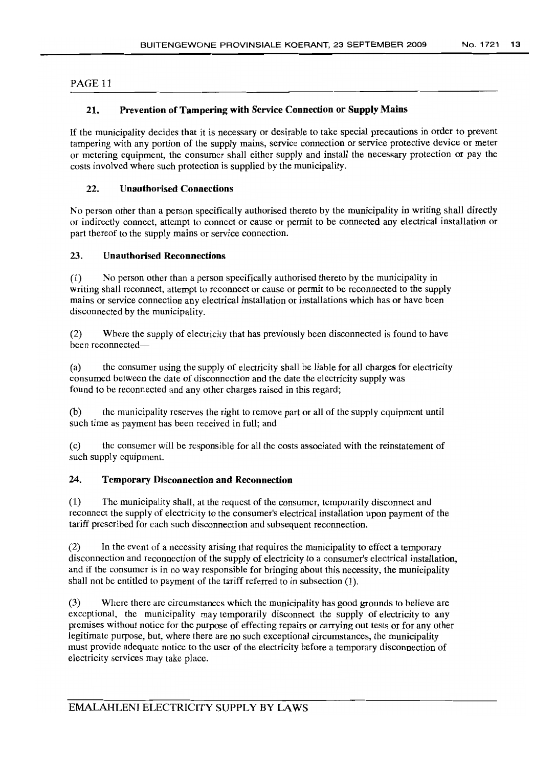PAGE 11

### 21. Prevention of Tampering with Service Connection or Supply Mains

If the municipality decides that it is necessary or desirable to take special precautions in order to prevent tampering with any portion of the supply mains, service connection or service protective device or meter or metering equipment, the consumer shall either supply and install the necessary protection or pay the costs involved where such protection is supplied by the municipality.

### 22. Unauthorised Connections

No person other than a person specifically authorised thereto by the municipality in writing shall directly or indirectly connect, attempt to connect or cause or permit to be connected any electrical installation or part thereof to the supply mains or service connection.

### 23. Unauthorised Reconnections

(1) No person other than a person specifically authorised thereto by the municipality in writing shall reconnect, attempt to reconnect or cause or permit to be reconnected to the supply mains or service connection any electrical installation or installations which has or have been disconnected by the municipality.

(2) Where the supply of electricity that has previously been disconnected is found to have been reconnected—

(a) the consumer using the supply of electricity shall be liable for all charges for electricity consumed between the date of disconnection and the date the electricity supply was found to be reconnected and any other charges raised in this regard;

(b) the municipality reserves the right to remove part or all of the supply equipment until such time as payment has been received in full; and

(c) the consumer will be responsible for all the costs associated with the reinstatement of such supply equipment.

### 24. Temporary Disconnection and Reconnection

(1) The municipality shall, at the request of the consumer, temporarily disconnect and reconnect the supply of electricity to the consumer's electrical installation upon payment of the tariff prescribed for each such disconnection and subsequent reconnection.

(2) In the event of a necessity arising that requires the municipality to effect a temporary disconnection and reconnection of the supply of electricity to a consumer's electrical installation, and if the consumer is in no way responsible for bringing about this necessity, the municipality shall not be entitled to payment of the tariff referred to in subsection (1).

(3) Where there are circumstances which the municipality has good grounds to believe are exceptional, the municipality may temporarily disconnect the supply of electricity to any premises without notice for the purpose of effecting repairs or carrying out tests or for any other legitimate purpose, but, where there are no such exceptional circumstances, the municipality must provide adequate notice to the user of the electricity before a temporary disconnection of electricity services may take place.

EMALAHLENI ELECTRICITY SUPPLY BY LAWS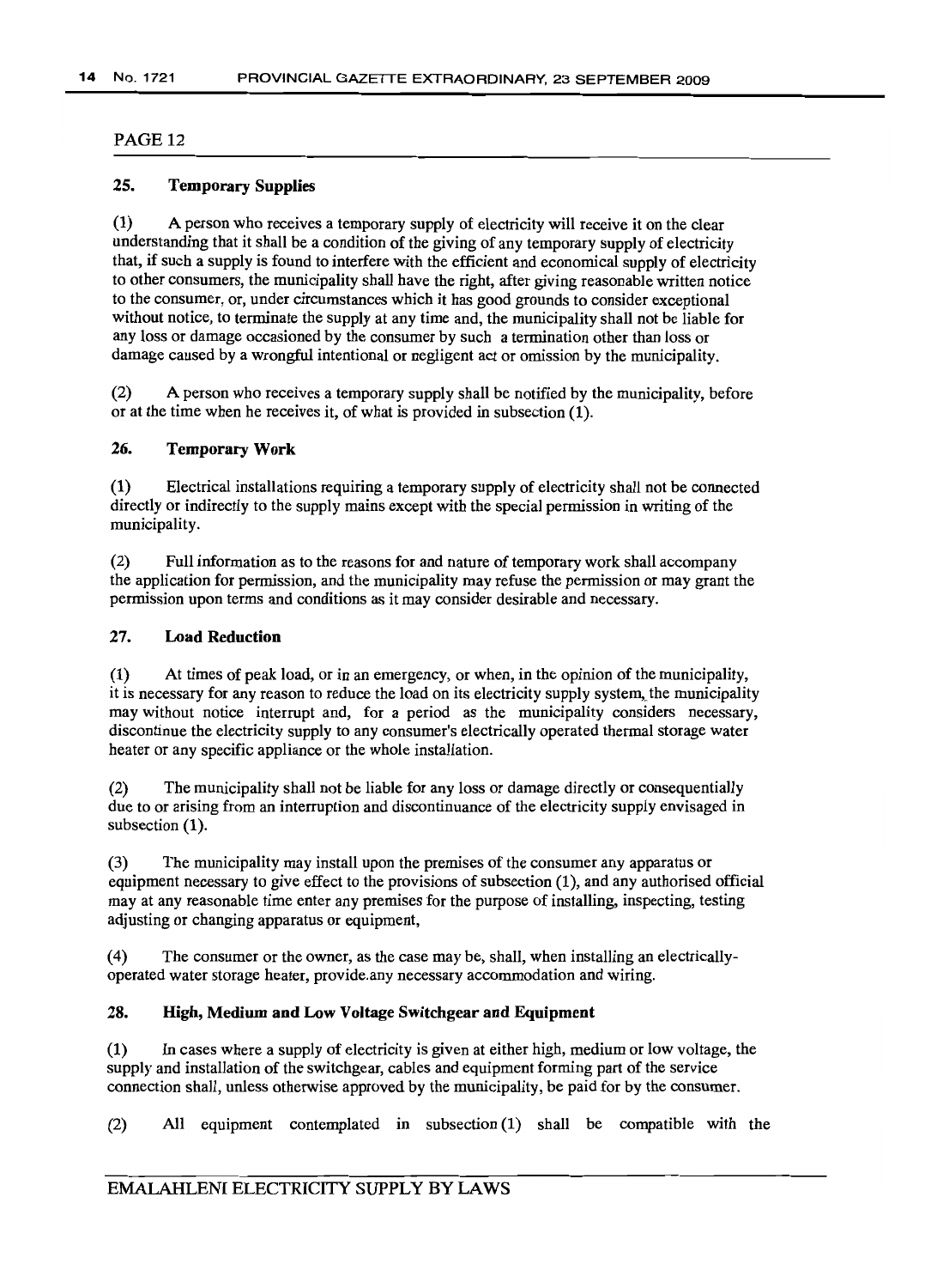PAGE 12

## 25. Temporary Supplies

(1) A person who receives a temporary supply of electricity will receive it on the clear understanding that it shall be a condition of the giving of any temporary supply of electricity that, if such a supply is found to interfere with the efficient and economical supply of electricity to other consumers, the municipality shall have the right, after giving reasonable written notice to the consumer, or, under circumstances which it has good grounds to consider exceptional without notice, to terminate the supply at any time and, the municipality shall not be liable for any loss or damage occasioned by the consumer by such a termination other than loss or damage caused by a wrongful intentional or negligent act or omission by the municipality.

(2) A person who receives a temporary supply shall be notified by the municipality, before or at the time when he receives it, of what is provided in subsection (1).

## 26. Temporary Work

(1) Electrical installations requiring a temporary supply of electricity shall not be connected directly or indirectly to the supply mains except with the special permission in writing of the municipality.

(2) Full information as to the reasons for and nature of temporary work shall accompany the application for permission, and the municipality may refuse the permission or may grant the permission upon terms and conditions as it may consider desirable and necessary.

## 27. Load Reduction

(1) At times of peak load, or in an emergency, or when, in the opinion of the municipality, it is necessary for any reason to reduce the load on its electricity supply system, the municipality may without notice interrupt and, for a period as the municipality considers necessary, discontinue the electricity supply to any consumer's electrically operated thermal storage water heater or any specific appliance or the whole installation.

(2) The municipality shall not be liable for any loss or damage directly or consequentially due to or arising from an interruption and discontinuance of the electricity supply envisaged in subsection (1).

(3) The municipality may install upon the premises of the consumer any apparatus or equipment necessary to give effect to the provisions of subsection (1), and any authorised official may at any reasonable time enter any premises for the purpose of installing, inspecting, testing adjusting or changing apparatus or equipment,

(4) The consumer or the owner, as the case may be, shall, when installing an electrically-operated water storage heater, provide any necessary accommodation and wiring.

## 28. High, Medium and Low Voltage Switchgear and Equipment

(1) In cases where a supply of electricity is given at either high, medium or low voltage, the supply and installation of the switchgear, cables and equipment forming part of the service connection shall, unless otherwise approved by the municipality, be paid for by the consumer.

(2) All equipment contemplated in subsection (1) shall be compatible with the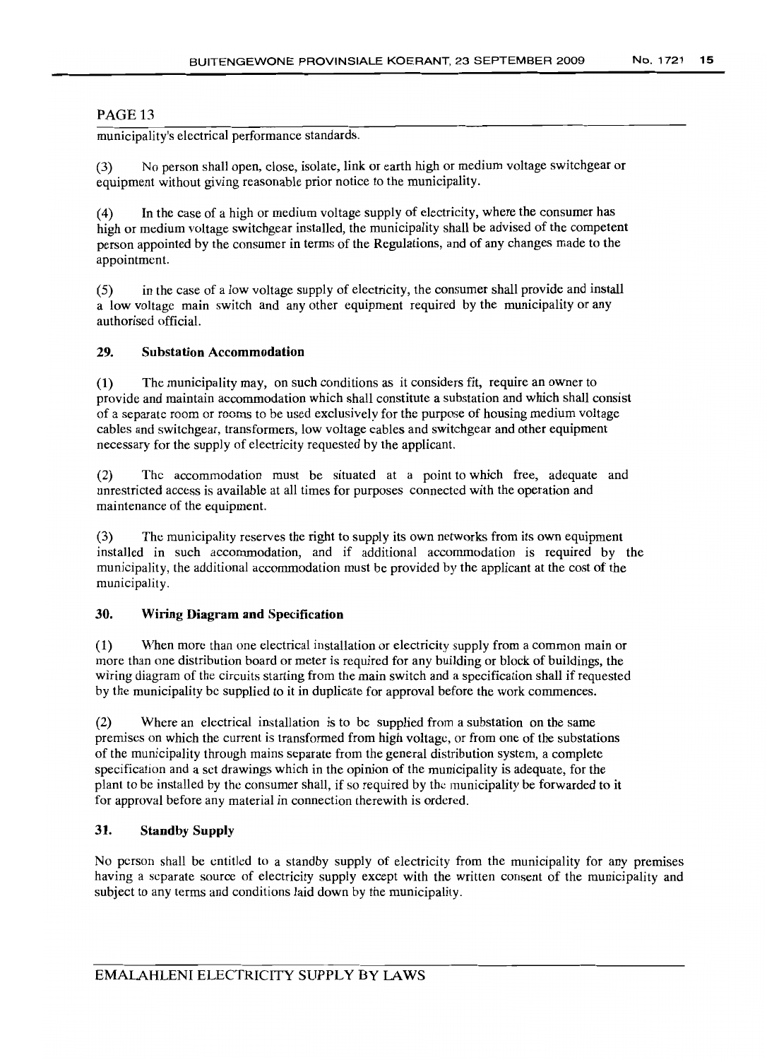PAGE 13

municipality's electrical performance standards.

(3) No person shall open, close, isolate, link or earth high or medium voltage switchgear or equipment without giving reasonable prior notice to the municipality.

(4) In the case of a high or medium voltage supply of electricity, where the consumer has high or medium voltage switchgear installed, the municipality shall be advised of the competent person appointed by the consumer in terms of the Regulations, and of any changes made to the appointment.

(5) in the case of a low voltage supply of electricity, the consumer shall provide and install a low voltage main switch and any other equipment required by the municipality or any authorised official.

### 29. Substation Accommodation

(1) The municipality may, on such conditions as it considers fit, require an owner to provide and maintain accommodation which shall constitute a substation and which shall consist of a separate room or rooms to be used exclusively for the purpose of housing medium voltage cables and switchgear, transformers, low voltage cables and switchgear and other equipment necessary for the supply of electricity requested by the applicant.

(2) The accommodation must be situated at a point to which free, adequate and unrestricted access is available at all times for purposes connected with the operation and maintenance of the equipment.

(3) The municipality reserves the right to supply its own networks from its own equipment installed in such accommodation, and if additional accommodation is required by the municipality, the additional accommodation must be provided by the applicant at the cost of the municipality.

### 30. Wiring Diagram and Specification

(1) When more than one electrical installation or electricity supply from a common main or more than one distribution board or meter is required for any building or block of buildings, the wiring diagram of the circuits starting from the main switch and a specification shall if requested by the municipality be supplied to it in duplicate for approval before the work commences.

(2) Where an electrical installation is to be supplied from a substation on the same premises on which the current is transformed from high voltage, or from one of the substations of the municipality through mains separate from the general distribution system, a complete specification and a set drawings which in the opinion of the municipality is adequate, for the plant to be installed by the consumer shall, if so required by the municipality be forwarded to it for approval before any material in connection therewith is ordered.

### 31. Standby Supply

No person shall be entitled to a standby supply of electricity from the municipality for any premises having a separate source of electricity supply except with the written consent of the municipality and subject to any terms and conditions laid down by the municipality.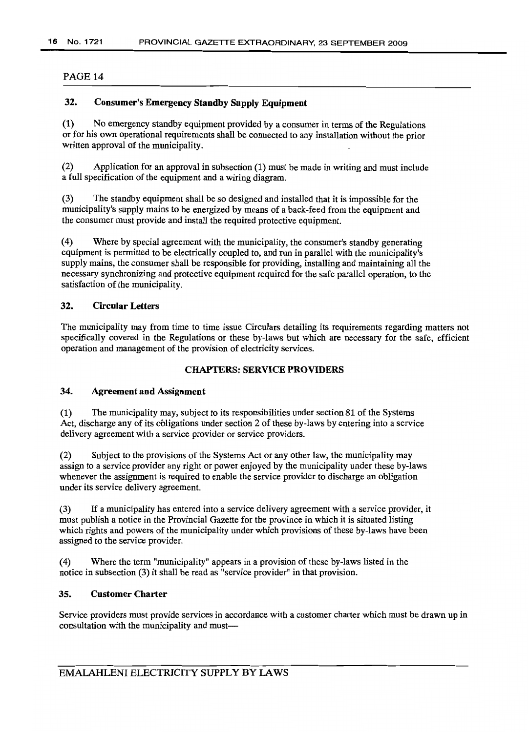PAGE 14

### 32. Consumer's Emergency Standby Supply Equipment

(1) No emergency standby equipment provided by a consumer in terms of the Regulations or for his own operational requirements shall be connected to any installation without the prior written approval of the municipality.

(2) Application for an approval in subsection (1) must be made in writing and must include a full specification of the equipment and a wiring diagram.

(3) The standby equipment shall be so designed and installed that it is impossible for the municipality's supply mains to be energized by means of a back-feed from the equipment and the consumer must provide and install the required protective equipment.

(4) Where by special agreement with the municipality, the consumer's standby generating equipment is permitted to be electrically coupled to, and run in parallel with the municipality's supply mains, the consumer shall be responsible for providing, installing and maintaining all the necessary synchronizing and protective equipment required for the safe parallel operation, to the satisfaction of the municipality.

### 32. Circular Letters

The municipality may from time to time issue Circulars detailing its requirements regarding matters not specifically covered in the Regulations or these by-laws but which are necessary for the safe, efficient operation and management of the provision of electricity services.

## CHAPTERS: SERVICE PROVIDERS

### 34. Agreement and Assignment

(1) The municipality may, subject to its responsibilities under section 81 of the Systems Act, discharge any of its obligations under section 2 of these by-laws by entering into a service delivery agreement with a service provider or service providers.

(2) Subject to the provisions of the Systems Act or any other law, the municipality may assign to a service provider any right or power enjoyed by the municipality under these by-laws whenever the assignment is required to enable the service provider to discharge an obligation under its service delivery agreement.

(3) If a municipality has entered into a service delivery agreement with a service provider, it must publish a notice in the Provincial Gazette for the province in which it is situated listing which rights and powers of the municipality under which provisions of these by-laws have been assigned to the service provider.

(4) Where the term "municipality" appears in a provision of these by-laws listed in the notice in subsection (3) it shall be read as "service provider" in that provision.

### 35. Customer Charter

Service providers must provide services in accordance with a customer charter which must be drawn up in consultation with the municipality and must—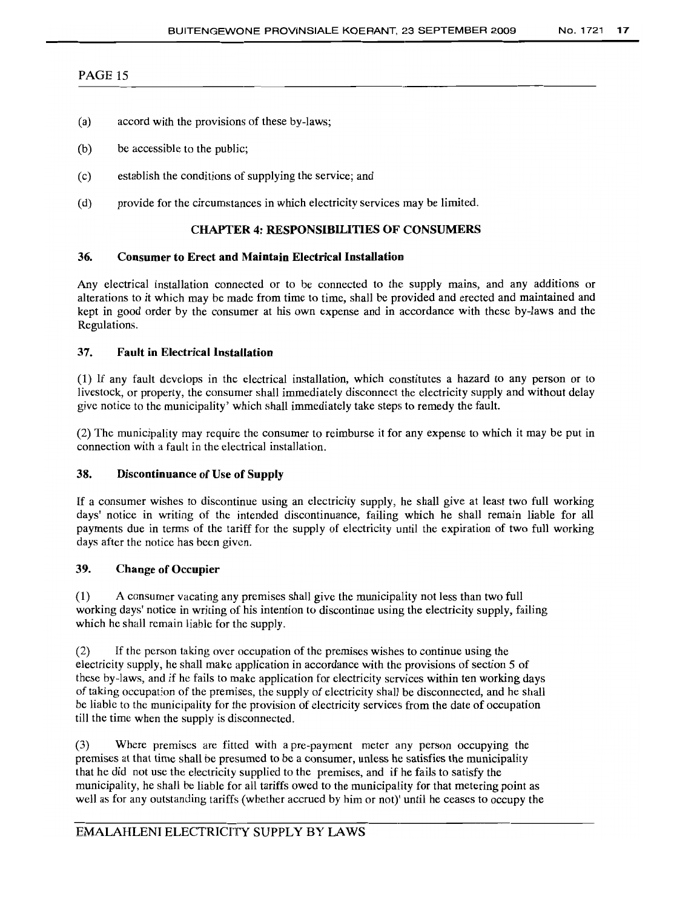(a) accord with the provisions of these by-laws;

(b) be accessible to the public;

(c) establish the conditions of supplying the service; and

(d) provide for the circumstances in which electricity services may be limited.

## CHAPTER 4: RESPONSIBILITIES OF CONSUMERS

### 36. Consumer to Erect and Maintain Electrical Installation

Any electrical installation connected or to be connected to the supply mains, and any additions or alterations to it which may be made from time to time, shall be provided and erected and maintained and kept in good order by the consumer at his own expense and in accordance with these by-laws and the Regulations.

### 37. Fault in Electrical Installation

(1) If any fault develops in the electrical installation, which constitutes a hazard to any person or to livestock, or property, the consumer shall immediately disconnect the electricity supply and without delay give notice to the municipality' which shall immediately take steps to remedy the fault.

(2) The municipality may require the consumer to reimburse it for any expense to which it may be put in connection with a fault in the electrical installation.

### 38. Discontinuance of Use of Supply

If a consumer wishes to discontinue using an electricity supply, he shall give at least two full working days' notice in writing of the intended discontinuance, failing which he shall remain liable for all payments due in terms of the tariff for the supply of electricity until the expiration of two full working days after the notice has been given.

### 39. Change of Occupier

(1) A consumer vacating any premises shall give the municipality not less than two full working days' notice in writing of his intention to discontinue using the electricity supply, failing which he shall remain liable for the supply.

(2) If the person taking over occupation of the premises wishes to continue using the electricity supply, he shall make application in accordance with the provisions of section 5 of these by-laws, and if he fails to make application for electricity services within ten working days of taking occupation of the premises, the supply of electricity shall be disconnected, and he shall be liable to the municipality for the provision of electricity services from the date of occupation till the time when the supply is disconnected.

(3) Where premises are fitted with a pre-payment meter any person occupying the premises at that time shall be presumed to be a consumer, unless he satisfies the municipality that he did not use the electricity supplied to the premises, and if he fails to satisfy the municipality, he shall be liable for all tariffs owed to the municipality for that metering point as well as for any outstanding tariffs (whether accrued by him or not)' until he ceases to occupy the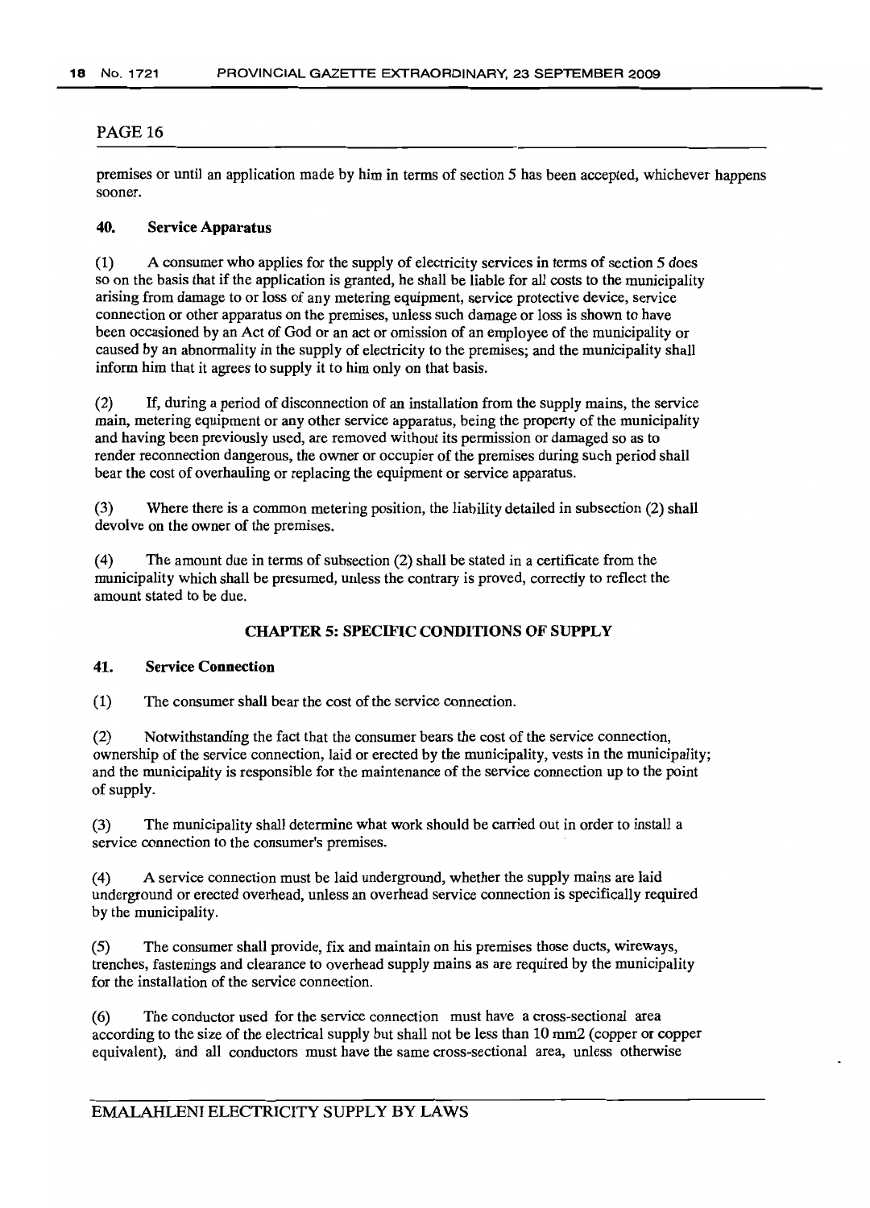premises or until an application made by him in terms of section 5 has been accepted, whichever happens sooner.

### 40. Service Apparatus

(1) A consumer who applies for the supply of electricity services in terms of section 5 does so on the basis that if the application is granted, he shall be liable for all costs to the municipality arising from damage to or loss of any metering equipment, service protective device, service connection or other apparatus on the premises, unless such damage or loss is shown to have been occasioned by an Act of God or an act or omission of an employee of the municipality or caused by an abnormality in the supply of electricity to the premises; and the municipality shall inform him that it agrees to supply it to him only on that basis.

(2) If, during a period of disconnection of an installation from the supply mains, the service main, metering equipment or any other service apparatus, being the property of the municipality and having been previously used, are removed without its permission or damaged so as to render reconnection dangerous, the owner or occupier of the premises during such period shall bear the cost of overhauling or replacing the equipment or service apparatus.

(3) Where there is a common metering position, the liability detailed in subsection (2) shall devolve on the owner of the premises.

(4) The amount due in terms of subsection (2) shall be stated in a certificate from the municipality which shall be presumed, unless the contrary is proved, correctly to reflect the amount stated to be due.

## CHAPTER 5: SPECIFIC CONDITIONS OF SUPPLY

### 41. Service Connection

(1) The consumer shall bear the cost of the service connection.

(2) Notwithstanding the fact that the consumer bears the cost of the service connection, ownership of the service connection, laid or erected by the municipality, vests in the municipality; and the municipality is responsible for the maintenance of the service connection up to the point of supply.

(3) The municipality shall determine what work should be carried out in order to install a service connection to the consumer's premises.

(4) A service connection must be laid underground, whether the supply mains are laid underground or erected overhead, unless an overhead service connection is specifically required by the municipality.

(5) The consumer shall provide, fix and maintain on his premises those ducts, wireways, trenches, fastenings and clearance to overhead supply mains as are required by the municipality for the installation of the service connection.

(6) The conductor used for the service connection must have a cross-sectional area according to the size of the electrical supply but shall not be less than 10 mm2 (copper or copper equivalent), and all conductors must have the same cross-sectional area, unless otherwise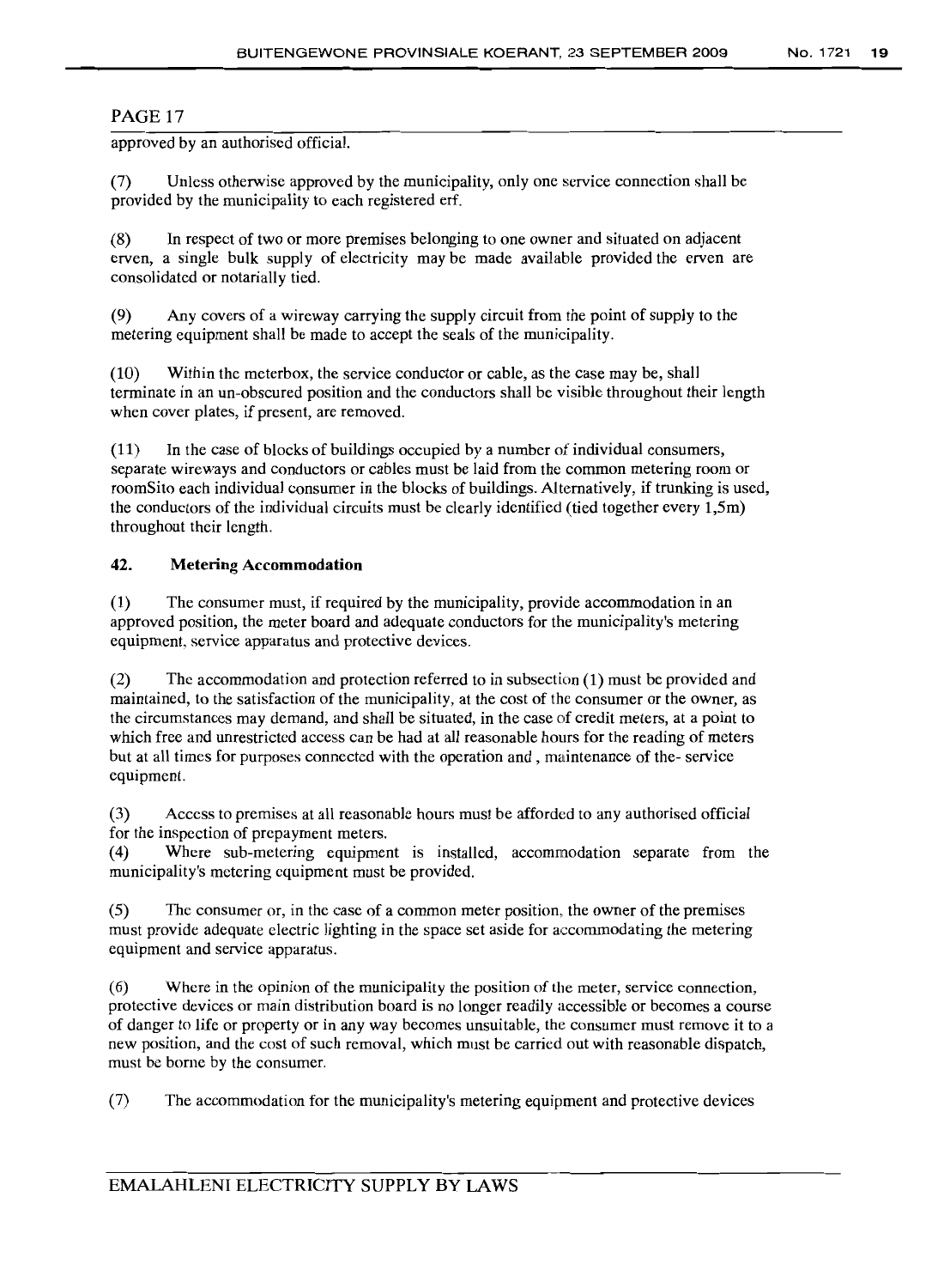PAGE 17

approved by an authorised official.

(7) Unless otherwise approved by the municipality, only one service connection shall be provided by the municipality to each registered erf.

(8) In respect of two or more premises belonging to one owner and situated on adjacent erven, a single bulk supply of electricity may be made available provided the erven are consolidated or notarially tied.

(9) Any covers of a wireway carrying the supply circuit from the point of supply to the metering equipment shall be made to accept the seals of the municipality.

(10) Within the meterbox, the service conductor or cable, as the case may be, shall terminate in an un-obscured position and the conductors shall be visible throughout their length when cover plates, if present, are removed.

(11) In the case of blocks of buildings occupied by a number of individual consumers, separate wireways and conductors or cables must be laid from the common metering room or roomSito each individual consumer in the blocks of buildings. Alternatively, if trunking is used, the conductors of the individual circuits must be clearly identified (tied together every 1,5m) throughout their length.

### 42. Metering Accommodation

(1) The consumer must, if required by the municipality, provide accommodation in an approved position, the meter board and adequate conductors for the municipality's metering equipment, service apparatus and protective devices.

(2) The accommodation and protection referred to in subsection (1) must be provided and maintained, to the satisfaction of the municipality, at the cost of the consumer or the owner, as the circumstances may demand, and shall be situated, in the case of credit meters, at a point to which free and unrestricted access can be had at all reasonable hours for the reading of meters but at all times for purposes connected with the operation and , maintenance of the- service equipment.

(3) Access to premises at all reasonable hours must be afforded to any authorised official for the inspection of prepayment meters.

(4) Where sub-metering equipment is installed, accommodation separate from the municipality's metering equipment must be provided.

(5) The consumer or, in the case of a common meter position, the owner of the premises must provide adequate electric lighting in the space set aside for accommodating the metering equipment and service apparatus.

(6) Where in the opinion of the municipality the position of the meter, service connection, protective devices or main distribution board is no longer readily accessible or becomes a course of danger to life or property or in any way becomes unsuitable, the consumer must remove it to a new position, and the cost of such removal, which must be carried out with reasonable dispatch, must be borne by the consumer.

(7) The accommodation for the municipality's metering equipment and protective devices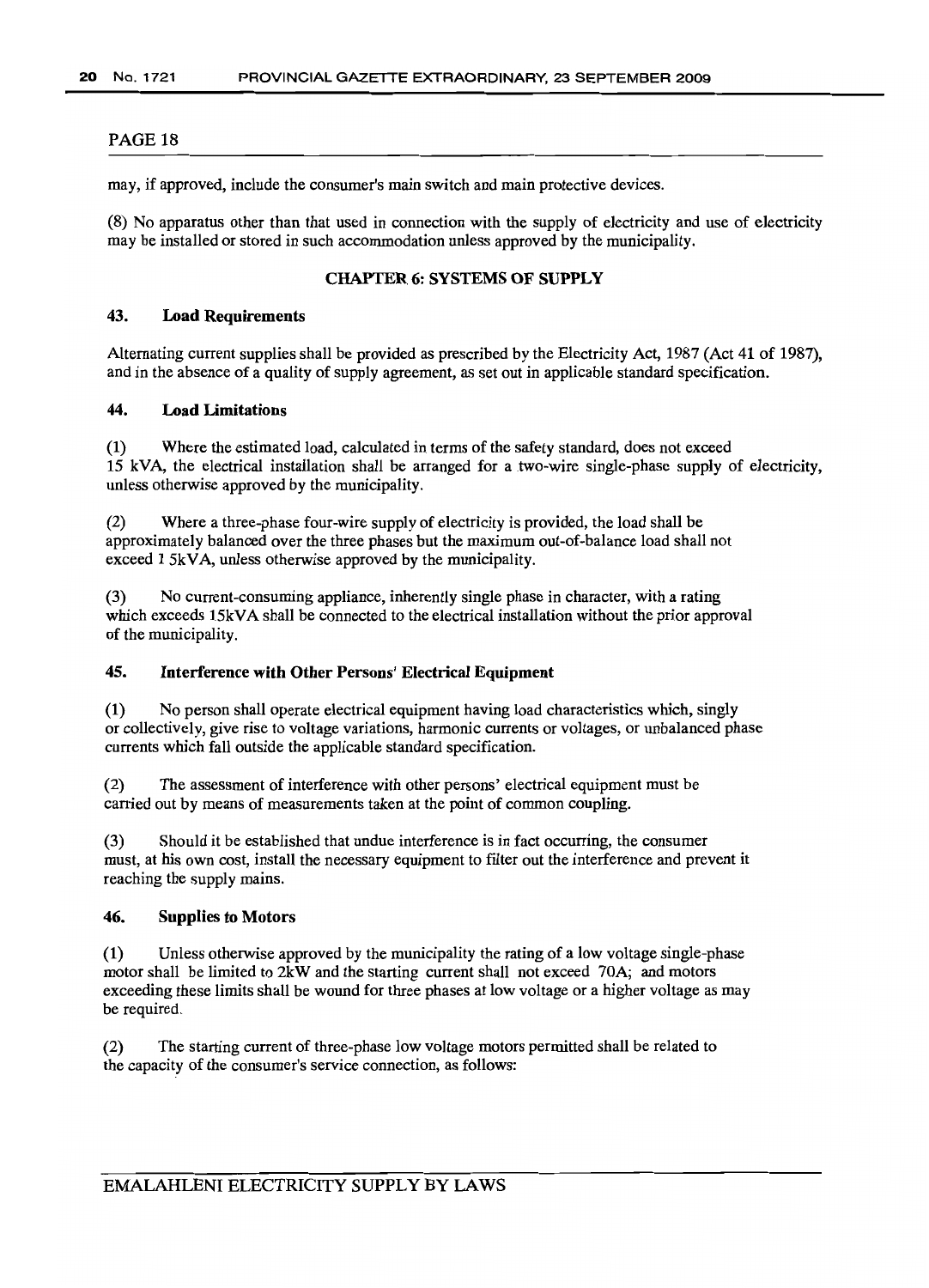PAGE 18

may, if approved, include the consumer's main switch and main protective devices.

(8) No apparatus other than that used in connection with the supply of electricity and use of electricity may be installed or stored in such accommodation unless approved by the municipality.

## CHAPTER 6: SYSTEMS OF SUPPLY

### 43. Load Requirements

Alternating current supplies shall be provided as prescribed by the Electricity Act, 1987 (Act 41 of 1987), and in the absence of a quality of supply agreement, as set out in applicable standard specification.

### 44. Load Limitations

(1) Where the estimated load, calculated in terms of the safety standard, does not exceed 15 kVA, the electrical installation shall be arranged for a two-wire single-phase supply of electricity, unless otherwise approved by the municipality.

(2) Where a three-phase four-wire supply of electricity is provided, the load shall be approximately balanced over the three phases but the maximum out-of-balance load shall not exceed 1 5kVA, unless otherwise approved by the municipality.

(3) No current-consuming appliance, inherently single phase in character, with a rating which exceeds 15kVA shall be connected to the electrical installation without the prior approval of the municipality.

### 45. Interference with Other Persons' Electrical Equipment

(1) No person shall operate electrical equipment having load characteristics which, singly or collectively, give rise to voltage variations, harmonic currents or voltages, or unbalanced phase currents which fall outside the applicable standard specification.

(2) The assessment of interference with other persons' electrical equipment must be carried out by means of measurements taken at the point of common coupling.

(3) Should it be established that undue interference is in fact occurring, the consumer must, at his own cost, install the necessary equipment to filter out the interference and prevent it reaching the supply mains.

### 46. Supplies to Motors

(1) Unless otherwise approved by the municipality the rating of a low voltage single-phase motor shall be limited to 2kW and the starting current shall not exceed 70A; and motors exceeding these limits shall be wound for three phases at low voltage or a higher voltage as may be required.

(2) The starting current of three-phase low voltage motors permitted shall be related to the capacity of the consumer's service connection, as follows: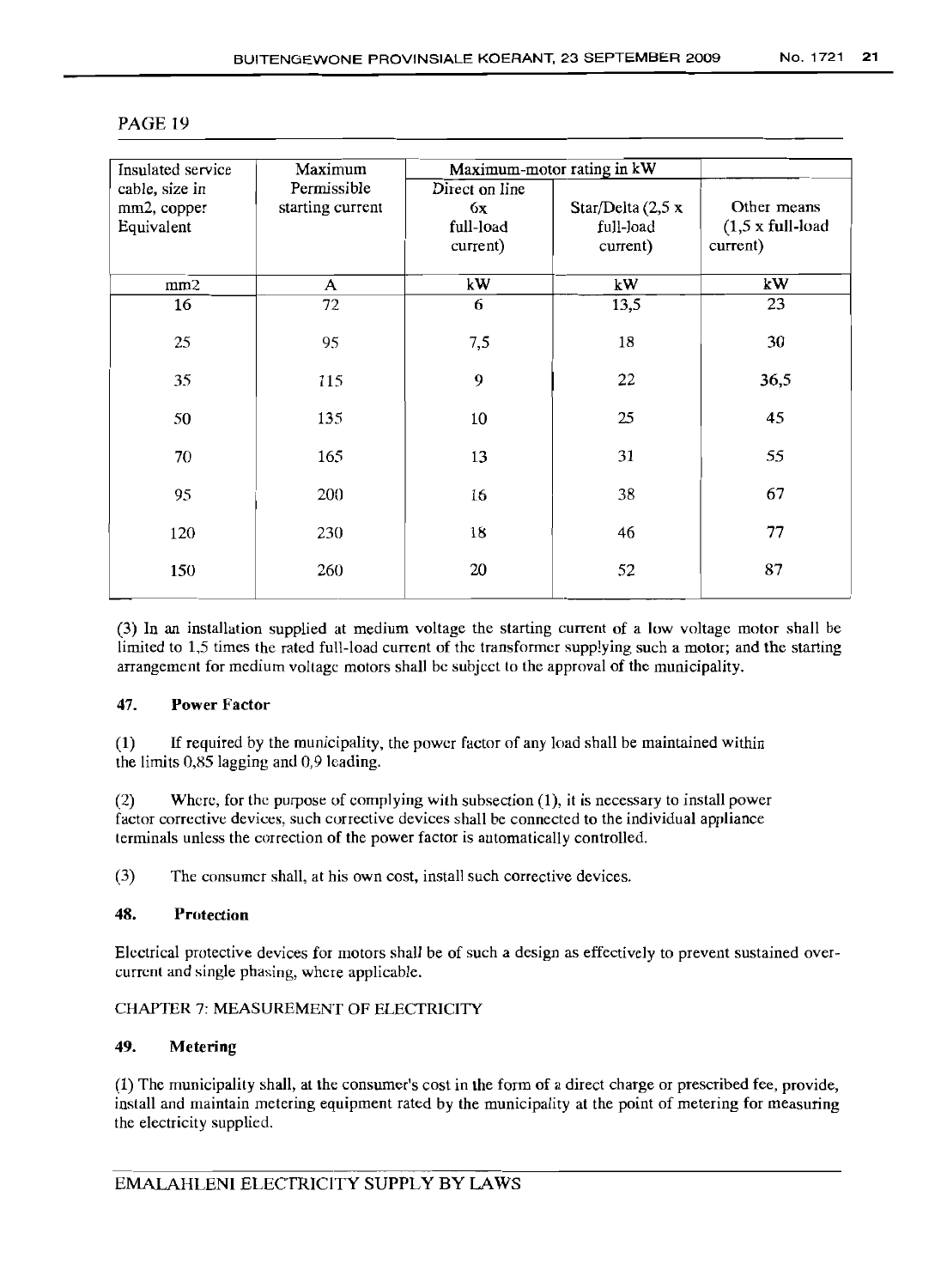PAGE 19

| Insulated service cable, size in mm2, copper Equivalent | Maximum Permissible starting current | Maximum-motor rating in kW | | |
|---|---|---|---|---|
| | | Direct on line 6x full-load current) | Star/Delta (2,5 x full-load current) | Other means (1,5 x full-load current) |
| mm2 | A | kW | kW | kW |
| 16 | 72 | 6 | 13,5 | 23 |
| 25 | 95 | 7,5 | 18 | 30 |
| 35 | 115 | 9 | 22 | 36,5 |
| 50 | 135 | 10 | 25 | 45 |
| 70 | 165 | 13 | 31 | 55 |
| 95 | 200 | 16 | 38 | 67 |
| 120 | 230 | 18 | 46 | 77 |
| 150 | 260 | 20 | 52 | 87 |

(3) In an installation supplied at medium voltage the starting current of a low voltage motor shall be limited to 1,5 times the rated full-load current of the transformer supplying such a motor; and the starting arrangement for medium voltage motors shall be subject to the approval of the municipality.

### 47. Power Factor

(1) If required by the municipality, the power factor of any load shall be maintained within the limits 0,85 lagging and 0,9 leading.

(2) Where, for the purpose of complying with subsection (1), it is necessary to install power factor corrective devices, such corrective devices shall be connected to the individual appliance terminals unless the correction of the power factor is automatically controlled.

(3) The consumer shall, at his own cost, install such corrective devices.

### 48. Protection

Electrical protective devices for motors shall be of such a design as effectively to prevent sustained over-current and single phasing, where applicable.

## CHAPTER 7: MEASUREMENT OF ELECTRICITY

### 49. Metering

(1) The municipality shall, at the consumer's cost in the form of a direct charge or prescribed fee, provide, install and maintain metering equipment rated by the municipality at the point of metering for measuring the electricity supplied.

EMALAHLENI ELECTRICITY SUPPLY BY LAWS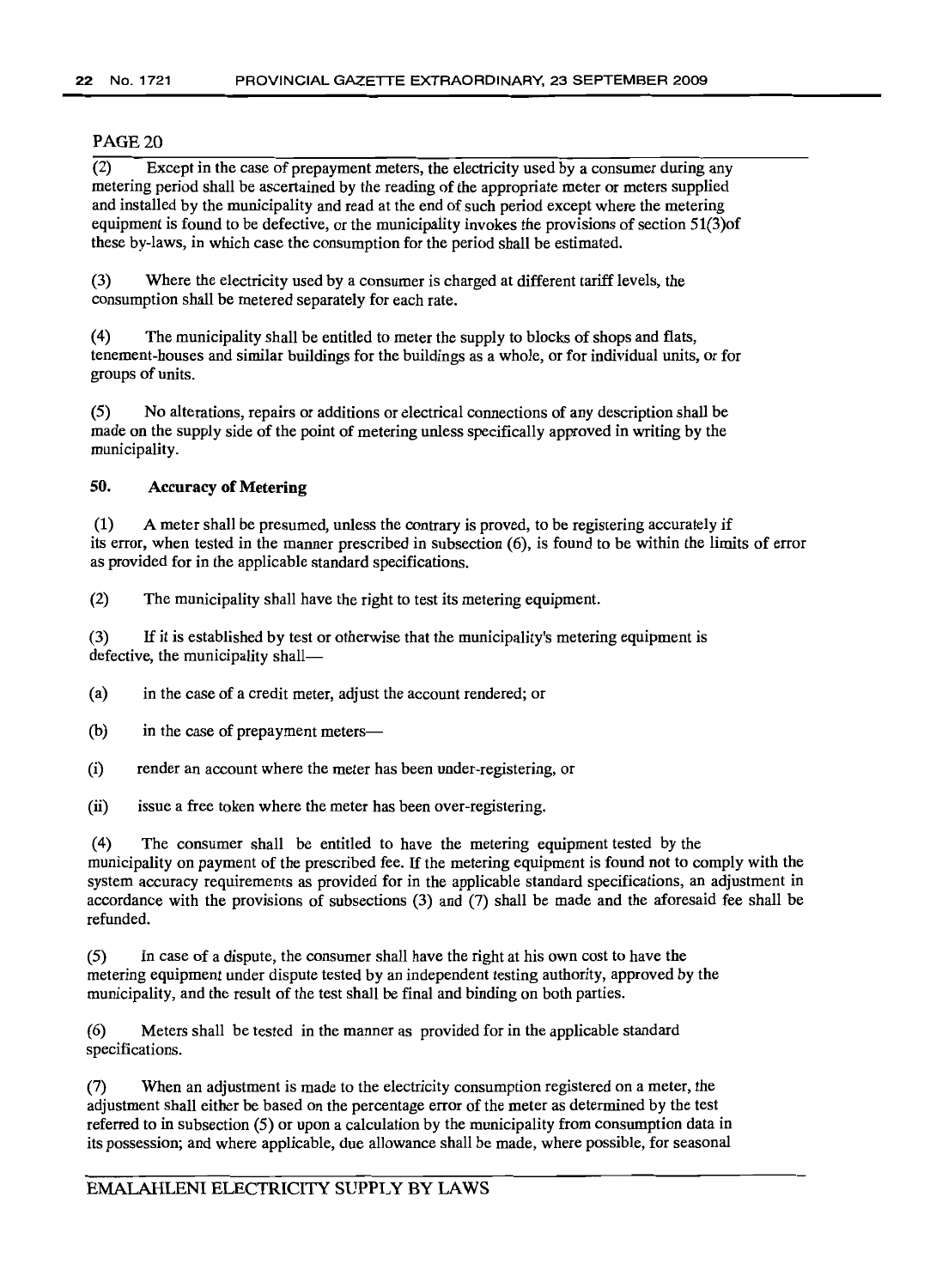PAGE 20

(2) Except in the case of prepayment meters, the electricity used by a consumer during any metering period shall be ascertained by the reading of the appropriate meter or meters supplied and installed by the municipality and read at the end of such period except where the metering equipment is found to be defective, or the municipality invokes the provisions of section 51(3)of these by-laws, in which case the consumption for the period shall be estimated.

(3) Where the electricity used by a consumer is charged at different tariff levels, the consumption shall be metered separately for each rate.

(4) The municipality shall be entitled to meter the supply to blocks of shops and flats, tenement-houses and similar buildings for the buildings as a whole, or for individual units, or for groups of units.

(5) No alterations, repairs or additions or electrical connections of any description shall be made on the supply side of the point of metering unless specifically approved in writing by the municipality.

### 50. Accuracy of Metering

(1) A meter shall be presumed, unless the contrary is proved, to be registering accurately if its error, when tested in the manner prescribed in subsection (6), is found to be within the limits of error as provided for in the applicable standard specifications.

(2) The municipality shall have the right to test its metering equipment.

(3) If it is established by test or otherwise that the municipality's metering equipment is defective, the municipality shall—

(a) in the case of a credit meter, adjust the account rendered; or

(b) in the case of prepayment meters—

(i) render an account where the meter has been under-registering, or

(ii) issue a free token where the meter has been over-registering.

(4) The consumer shall be entitled to have the metering equipment tested by the municipality on payment of the prescribed fee. If the metering equipment is found not to comply with the system accuracy requirements as provided for in the applicable standard specifications, an adjustment in accordance with the provisions of subsections (3) and (7) shall be made and the aforesaid fee shall be refunded.

(5) In case of a dispute, the consumer shall have the right at his own cost to have the metering equipment under dispute tested by an independent testing authority, approved by the municipality, and the result of the test shall be final and binding on both parties.

(6) Meters shall be tested in the manner as provided for in the applicable standard specifications.

(7) When an adjustment is made to the electricity consumption registered on a meter, the adjustment shall either be based on the percentage error of the meter as determined by the test referred to in subsection (5) or upon a calculation by the municipality from consumption data in its possession; and where applicable, due allowance shall be made, where possible, for seasonal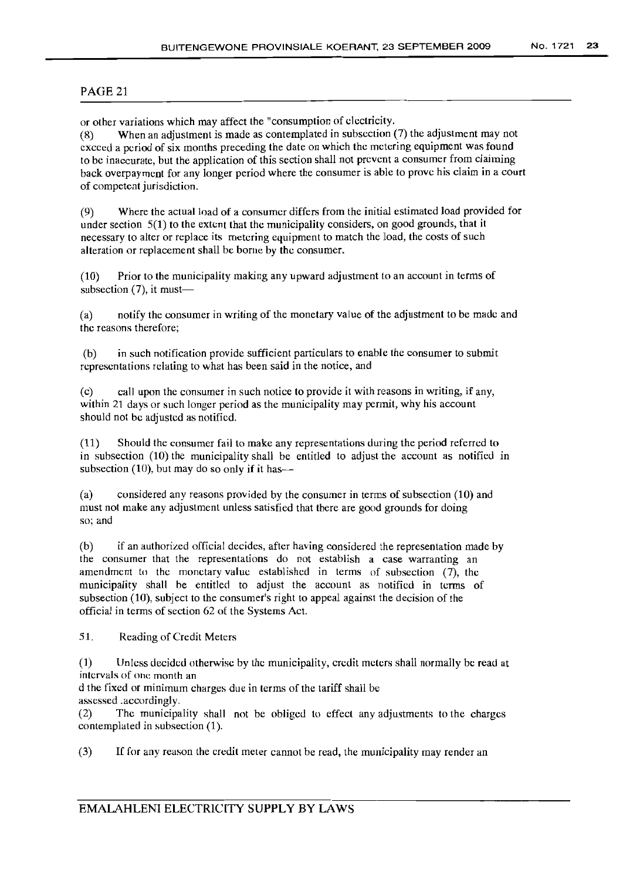PAGE 21

or other variations which may affect the "consumption of electricity.

(8) When an adjustment is made as contemplated in subsection (7) the adjustment may not exceed a period of six months preceding the date on which the metering equipment was found to be inaccurate, but the application of this section shall not prevent a consumer from claiming back overpayment for any longer period where the consumer is able to prove his claim in a court of competent jurisdiction.

(9) Where the actual load of a consumer differs from the initial estimated load provided for under section 5(1) to the extent that the municipality considers, on good grounds, that it necessary to alter or replace its metering equipment to match the load, the costs of such alteration or replacement shall be borne by the consumer.

(10) Prior to the municipality making any upward adjustment to an account in terms of subsection (7), it must—

(a) notify the consumer in writing of the monetary value of the adjustment to be made and the reasons therefore;

(b) in such notification provide sufficient particulars to enable the consumer to submit representations relating to what has been said in the notice, and

(c) call upon the consumer in such notice to provide it with reasons in writing, if any, within 21 days or such longer period as the municipality may permit, why his account should not be adjusted as notified.

(11) Should the consumer fail to make any representations during the period referred to in subsection (10) the municipality shall be entitled to adjust the account as notified in subsection (10), but may do so only if it has—

(a) considered any reasons provided by the consumer in terms of subsection (10) and must not make any adjustment unless satisfied that there are good grounds for doing so; and

(b) if an authorized official decides, after having considered the representation made by the consumer that the representations do not establish a case warranting an amendment to the monetary value established in terms of subsection (7), the municipality shall be entitled to adjust the account as notified in terms of subsection (10), subject to the consumer's right to appeal against the decision of the official in terms of section 62 of the Systems Act.

51. Reading of Credit Meters

(1) Unless decided otherwise by the municipality, credit meters shall normally be read at intervals of one month an
d the fixed or minimum charges due in terms of the tariff shall be
assessed .accordingly.

(2) The municipality shall not be obliged to effect any adjustments to the charges contemplated in subsection (1).

(3) If for any reason the credit meter cannot be read, the municipality may render an

EMALAHLENI ELECTRICITY SUPPLY BY LAWS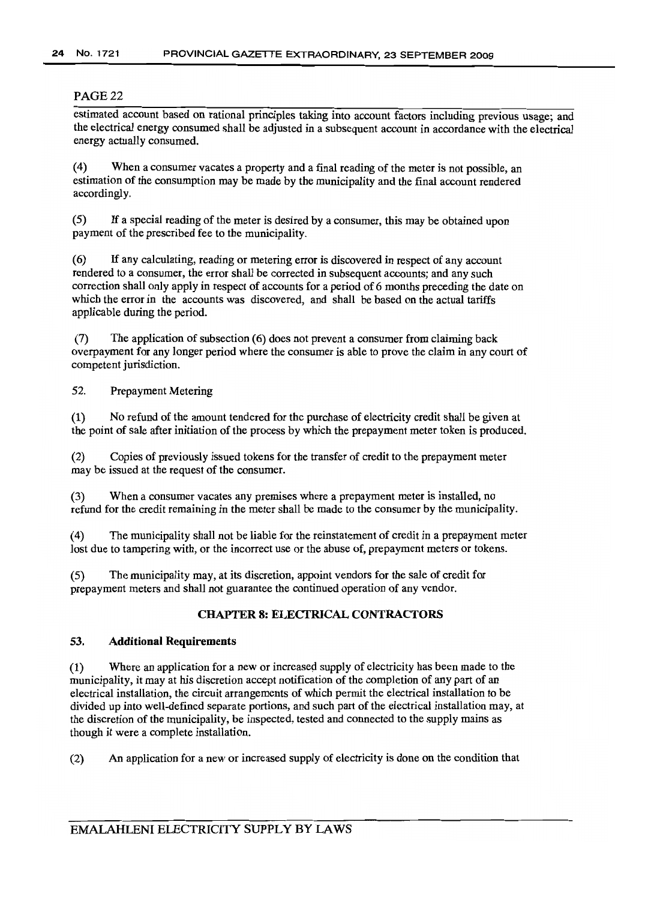PAGE 22

estimated account based on rational principles taking into account factors including previous usage; and the electrical energy consumed shall be adjusted in a subsequent account in accordance with the electrical energy actually consumed.

(4) When a consumer vacates a property and a final reading of the meter is not possible, an estimation of the consumption may be made by the municipality and the final account rendered accordingly.

(5) If a special reading of the meter is desired by a consumer, this may be obtained upon payment of the prescribed fee to the municipality.

(6) If any calculating, reading or metering error is discovered in respect of any account rendered to a consumer, the error shall be corrected in subsequent accounts; and any such correction shall only apply in respect of accounts for a period of 6 months preceding the date on which the error in the accounts was discovered, and shall be based on the actual tariffs applicable during the period.

(7) The application of subsection (6) does not prevent a consumer from claiming back overpayment for any longer period where the consumer is able to prove the claim in any court of competent jurisdiction.

52. Prepayment Metering

(1) No refund of the amount tendered for the purchase of electricity credit shall be given at the point of sale after initiation of the process by which the prepayment meter token is produced.

(2) Copies of previously issued tokens for the transfer of credit to the prepayment meter may be issued at the request of the consumer.

(3) When a consumer vacates any premises where a prepayment meter is installed, no refund for the credit remaining in the meter shall be made to the consumer by the municipality.

(4) The municipality shall not be liable for the reinstatement of credit in a prepayment meter lost due to tampering with, or the incorrect use or the abuse of, prepayment meters or tokens.

(5) The municipality may, at its discretion, appoint vendors for the sale of credit for prepayment meters and shall not guarantee the continued operation of any vendor.

## CHAPTER 8: ELECTRICAL CONTRACTORS

### 53. Additional Requirements

(1) Where an application for a new or increased supply of electricity has been made to the municipality, it may at his discretion accept notification of the completion of any part of an electrical installation, the circuit arrangements of which permit the electrical installation to be divided up into well-defined separate portions, and such part of the electrical installation may, at the discretion of the municipality, be inspected, tested and connected to the supply mains as though it were a complete installation.

(2) An application for a new or increased supply of electricity is done on the condition that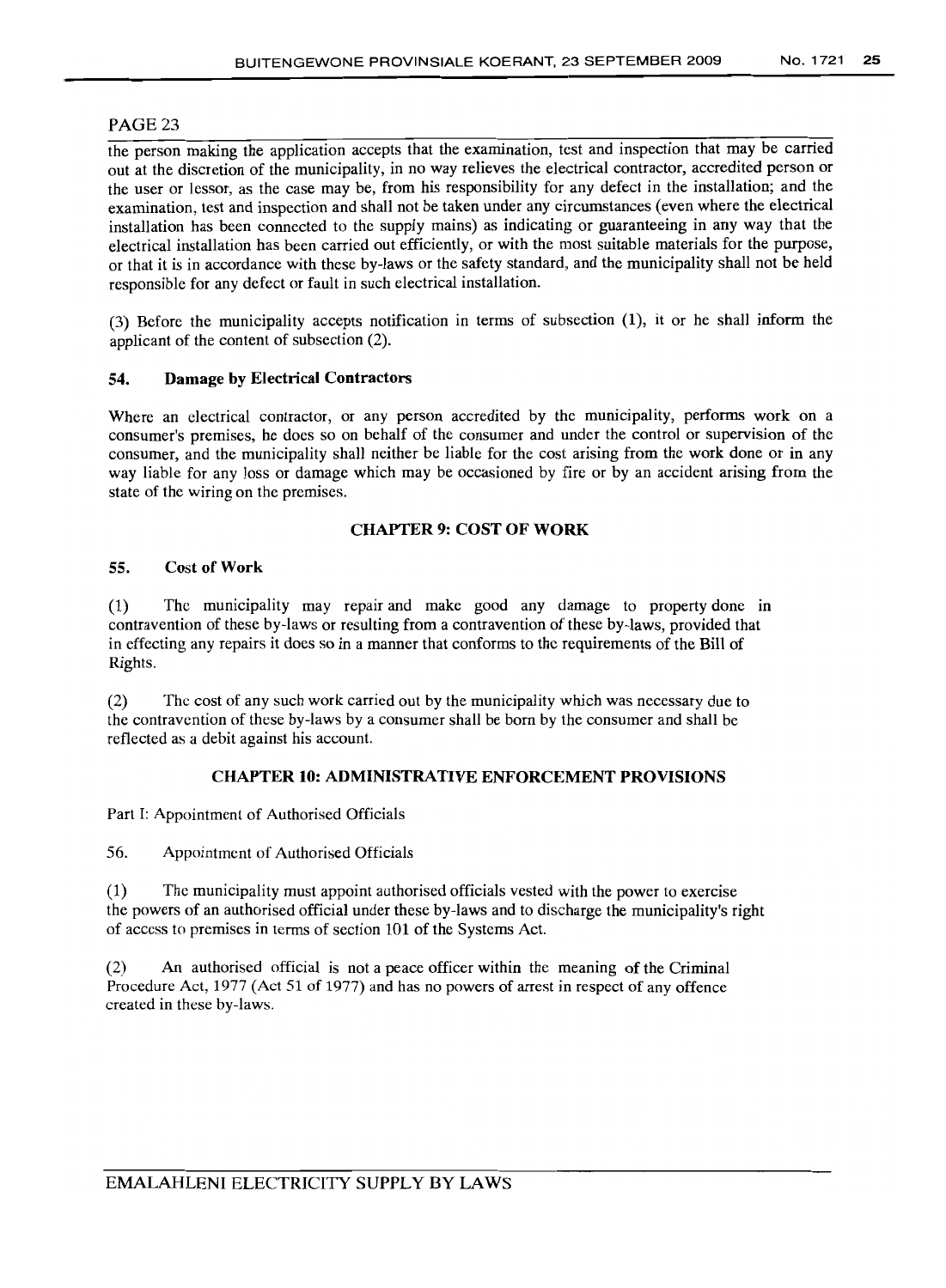PAGE 23

the person making the application accepts that the examination, test and inspection that may be carried out at the discretion of the municipality, in no way relieves the electrical contractor, accredited person or the user or lessor, as the case may be, from his responsibility for any defect in the installation; and the examination, test and inspection and shall not be taken under any circumstances (even where the electrical installation has been connected to the supply mains) as indicating or guaranteeing in any way that the electrical installation has been carried out efficiently, or with the most suitable materials for the purpose, or that it is in accordance with these by-laws or the safety standard, and the municipality shall not be held responsible for any defect or fault in such electrical installation.

(3) Before the municipality accepts notification in terms of subsection (1), it or he shall inform the applicant of the content of subsection (2).

### 54. Damage by Electrical Contractors

Where an electrical contractor, or any person accredited by the municipality, performs work on a consumer's premises, he does so on behalf of the consumer and under the control or supervision of the consumer, and the municipality shall neither be liable for the cost arising from the work done or in any way liable for any loss or damage which may be occasioned by fire or by an accident arising from the state of the wiring on the premises.

## CHAPTER 9: COST OF WORK

### 55. Cost of Work

(1) The municipality may repair and make good any damage to property done in contravention of these by-laws or resulting from a contravention of these by-laws, provided that in effecting any repairs it does so in a manner that conforms to the requirements of the Bill of Rights.

(2) The cost of any such work carried out by the municipality which was necessary due to the contravention of these by-laws by a consumer shall be born by the consumer and shall be reflected as a debit against his account.

## CHAPTER 10: ADMINISTRATIVE ENFORCEMENT PROVISIONS

Part I: Appointment of Authorised Officials

56. Appointment of Authorised Officials

(1) The municipality must appoint authorised officials vested with the power to exercise the powers of an authorised official under these by-laws and to discharge the municipality's right of access to premises in terms of section 101 of the Systems Act.

(2) An authorised official is not a peace officer within the meaning of the Criminal Procedure Act, 1977 (Act 51 of 1977) and has no powers of arrest in respect of any offence created in these by-laws.

EMALAHLENI ELECTRICITY SUPPLY BY LAWS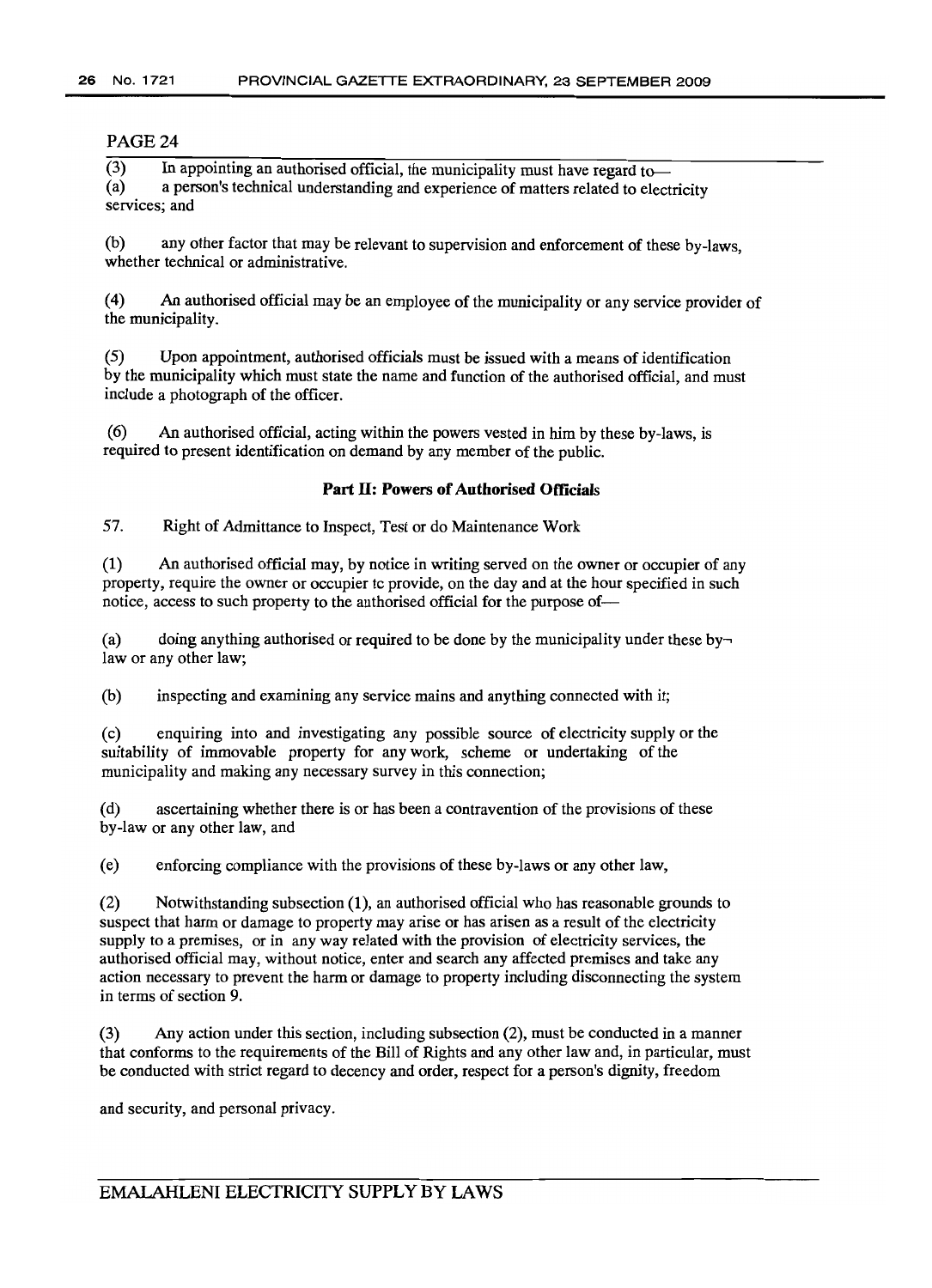PAGE 24

(3) In appointing an authorised official, the municipality must have regard to—

(a) a person's technical understanding and experience of matters related to electricity services; and

(b) any other factor that may be relevant to supervision and enforcement of these by-laws, whether technical or administrative.

(4) An authorised official may be an employee of the municipality or any service provider of the municipality.

(5) Upon appointment, authorised officials must be issued with a means of identification by the municipality which must state the name and function of the authorised official, and must include a photograph of the officer.

(6) An authorised official, acting within the powers vested in him by these by-laws, is required to present identification on demand by any member of the public.

**Part II: Powers of Authorised Officials**

57. Right of Admittance to Inspect, Test or do Maintenance Work

(1) An authorised official may, by notice in writing served on the owner or occupier of any property, require the owner or occupier tc provide, on the day and at the hour specified in such notice, access to such property to the authorised official for the purpose of—

(a) doing anything authorised or required to be done by the municipality under these by-law or any other law;

(b) inspecting and examining any service mains and anything connected with it;

(c) enquiring into and investigating any possible source of electricity supply or the suitability of immovable property for any work, scheme or undertaking of the municipality and making any necessary survey in this connection;

(d) ascertaining whether there is or has been a contravention of the provisions of these by-law or any other law, and

(e) enforcing compliance with the provisions of these by-laws or any other law,

(2) Notwithstanding subsection (1), an authorised official who has reasonable grounds to suspect that harm or damage to property may arise or has arisen as a result of the electricity supply to a premises, or in any way related with the provision of electricity services, the authorised official may, without notice, enter and search any affected premises and take any action necessary to prevent the harm or damage to property including disconnecting the system in terms of section 9.

(3) Any action under this section, including subsection (2), must be conducted in a manner that conforms to the requirements of the Bill of Rights and any other law and, in particular, must be conducted with strict regard to decency and order, respect for a person's dignity, freedom and security, and personal privacy.

EMALAHLENI ELECTRICITY SUPPLY BY LAWS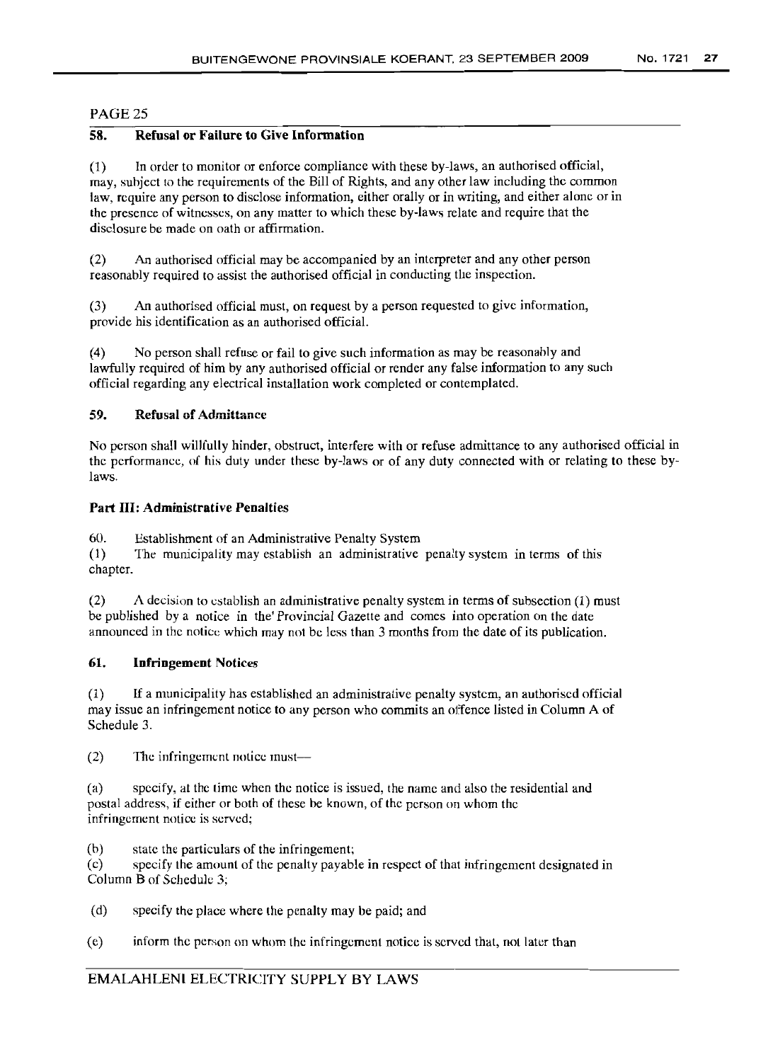PAGE 25

## 58. Refusal or Failure to Give Information

(1) In order to monitor or enforce compliance with these by-laws, an authorised official, may, subject to the requirements of the Bill of Rights, and any other law including the common law, require any person to disclose information, either orally or in writing, and either alone or in the presence of witnesses, on any matter to which these by-laws relate and require that the disclosure be made on oath or affirmation.

(2) An authorised official may be accompanied by an interpreter and any other person reasonably required to assist the authorised official in conducting the inspection.

(3) An authorised official must, on request by a person requested to give information, provide his identification as an authorised official.

(4) No person shall refuse or fail to give such information as may be reasonably and lawfully required of him by any authorised official or render any false information to any such official regarding any electrical installation work completed or contemplated.

## 59. Refusal of Admittance

No person shall willfully hinder, obstruct, interfere with or refuse admittance to any authorised official in the performance, of his duty under these by-laws or of any duty connected with or relating to these by-laws.

## Part III: Administrative Penalties

60. Establishment of an Administrative Penalty System

(1) The municipality may establish an administrative penalty system in terms of this chapter.

(2) A decision to establish an administrative penalty system in terms of subsection (1) must be published by a notice in the' Provincial Gazette and comes into operation on the date announced in the notice which may not be less than 3 months from the date of its publication.

## 61. Infringement Notices

(1) If a municipality has established an administrative penalty system, an authorised official may issue an infringement notice to any person who commits an offence listed in Column A of Schedule 3.

(2) The infringement notice must—

(a) specify, at the time when the notice is issued, the name and also the residential and postal address, if either or both of these be known, of the person on whom the infringement notice is served;

(b) state the particulars of the infringement;

(c) specify the amount of the penalty payable in respect of that infringement designated in Column B of Schedule 3;

(d) specify the place where the penalty may be paid; and

(e) inform the person on whom the infringement notice is served that, not later than

EMALAHLENI ELECTRICITY SUPPLY BY LAWS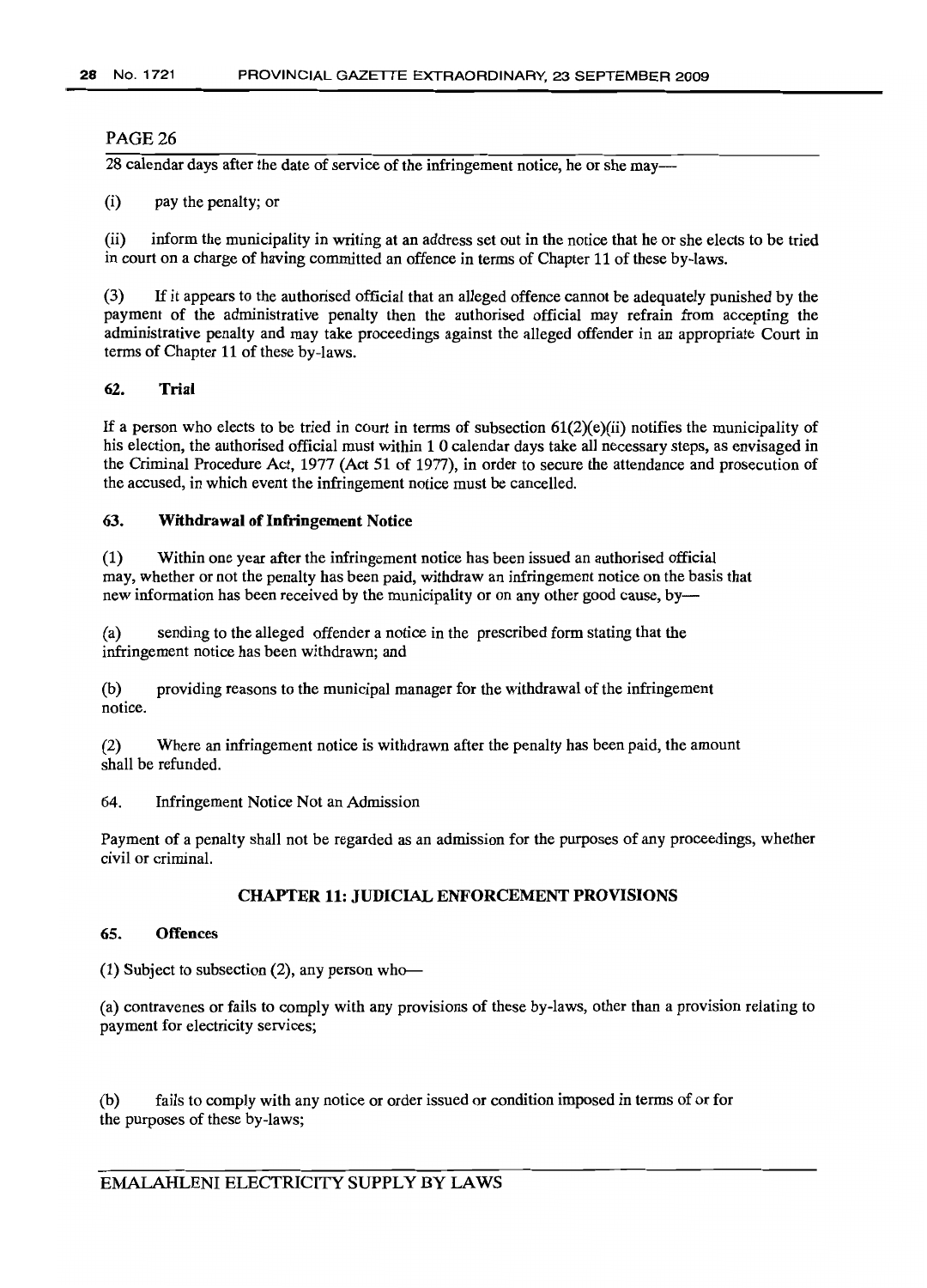PAGE 26

28 calendar days after the date of service of the infringement notice, he or she may—

(i) pay the penalty; or

(ii) inform the municipality in writing at an address set out in the notice that he or she elects to be tried in court on a charge of having committed an offence in terms of Chapter 11 of these by-laws.

(3) If it appears to the authorised official that an alleged offence cannot be adequately punished by the payment of the administrative penalty then the authorised official may refrain from accepting the administrative penalty and may take proceedings against the alleged offender in an appropriate Court in terms of Chapter 11 of these by-laws.

### 62. Trial

If a person who elects to be tried in court in terms of subsection 61(2)(e)(ii) notifies the municipality of his election, the authorised official must within 1 0 calendar days take all necessary steps, as envisaged in the Criminal Procedure Act, 1977 (Act 51 of 1977), in order to secure the attendance and prosecution of the accused, in which event the infringement notice must be cancelled.

### 63. Withdrawal of Infringement Notice

(1) Within one year after the infringement notice has been issued an authorised official may, whether or not the penalty has been paid, withdraw an infringement notice on the basis that new information has been received by the municipality or on any other good cause, by—

(a) sending to the alleged offender a notice in the prescribed form stating that the infringement notice has been withdrawn; and

(b) providing reasons to the municipal manager for the withdrawal of the infringement notice.

(2) Where an infringement notice is withdrawn after the penalty has been paid, the amount shall be refunded.

64. Infringement Notice Not an Admission

Payment of a penalty shall not be regarded as an admission for the purposes of any proceedings, whether civil or criminal.

## CHAPTER 11: JUDICIAL ENFORCEMENT PROVISIONS

### 65. Offences

(1) Subject to subsection (2), any person who—

(a) contravenes or fails to comply with any provisions of these by-laws, other than a provision relating to payment for electricity services;

(b) fails to comply with any notice or order issued or condition imposed in terms of or for the purposes of these by-laws;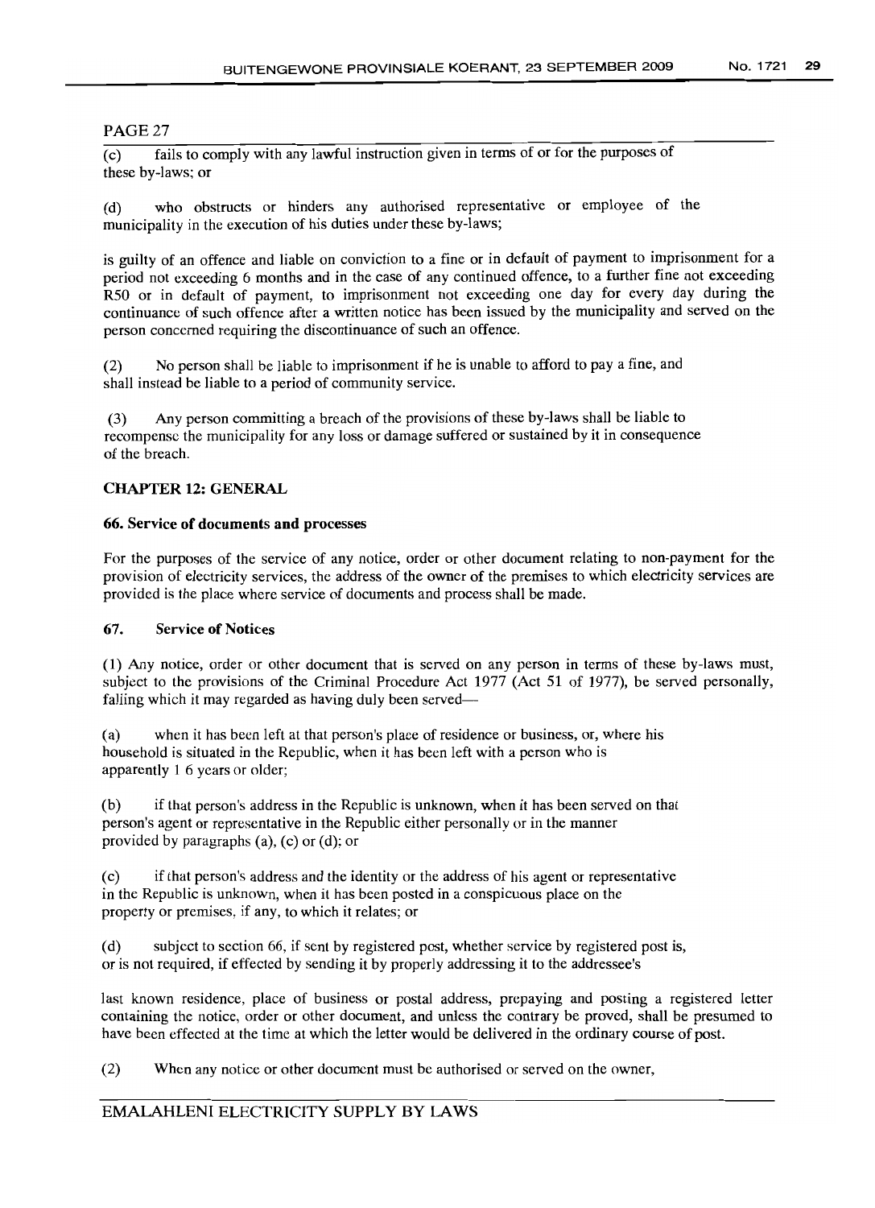PAGE 27

(c) fails to comply with any lawful instruction given in terms of or for the purposes of these by-laws; or

(d) who obstructs or hinders any authorised representative or employee of the municipality in the execution of his duties under these by-laws;

is guilty of an offence and liable on conviction to a fine or in default of payment to imprisonment for a period not exceeding 6 months and in the case of any continued offence, to a further fine not exceeding R50 or in default of payment, to imprisonment not exceeding one day for every day during the continuance of such offence after a written notice has been issued by the municipality and served on the person concerned requiring the discontinuance of such an offence.

(2) No person shall be liable to imprisonment if he is unable to afford to pay a fine, and shall instead be liable to a period of community service.

(3) Any person committing a breach of the provisions of these by-laws shall be liable to recompense the municipality for any loss or damage suffered or sustained by it in consequence of the breach.

## CHAPTER 12: GENERAL

### 66. Service of documents and processes

For the purposes of the service of any notice, order or other document relating to non-payment for the provision of electricity services, the address of the owner of the premises to which electricity services are provided is the place where service of documents and process shall be made.

### 67. Service of Notices

(1) Any notice, order or other document that is served on any person in terms of these by-laws must, subject to the provisions of the Criminal Procedure Act 1977 (Act 51 of 1977), be served personally, falling which it may regarded as having duly been served—

(a) when it has been left at that person's place of residence or business, or, where his household is situated in the Republic, when it has been left with a person who is apparently 1 6 years or older;

(b) if that person's address in the Republic is unknown, when it has been served on that person's agent or representative in the Republic either personally or in the manner provided by paragraphs (a), (c) or (d); or

(c) if that person's address and the identity or the address of his agent or representative in the Republic is unknown, when it has been posted in a conspicuous place on the property or premises, if any, to which it relates; or

(d) subject to section 66, if sent by registered post, whether service by registered post is, or is not required, if effected by sending it by properly addressing it to the addressee's last known residence, place of business or postal address, prepaying and posting a registered letter containing the notice, order or other document, and unless the contrary be proved, shall be presumed to have been effected at the time at which the letter would be delivered in the ordinary course of post.

(2) When any notice or other document must be authorised or served on the owner,

EMALAHLENI ELECTRICITY SUPPLY BY LAWS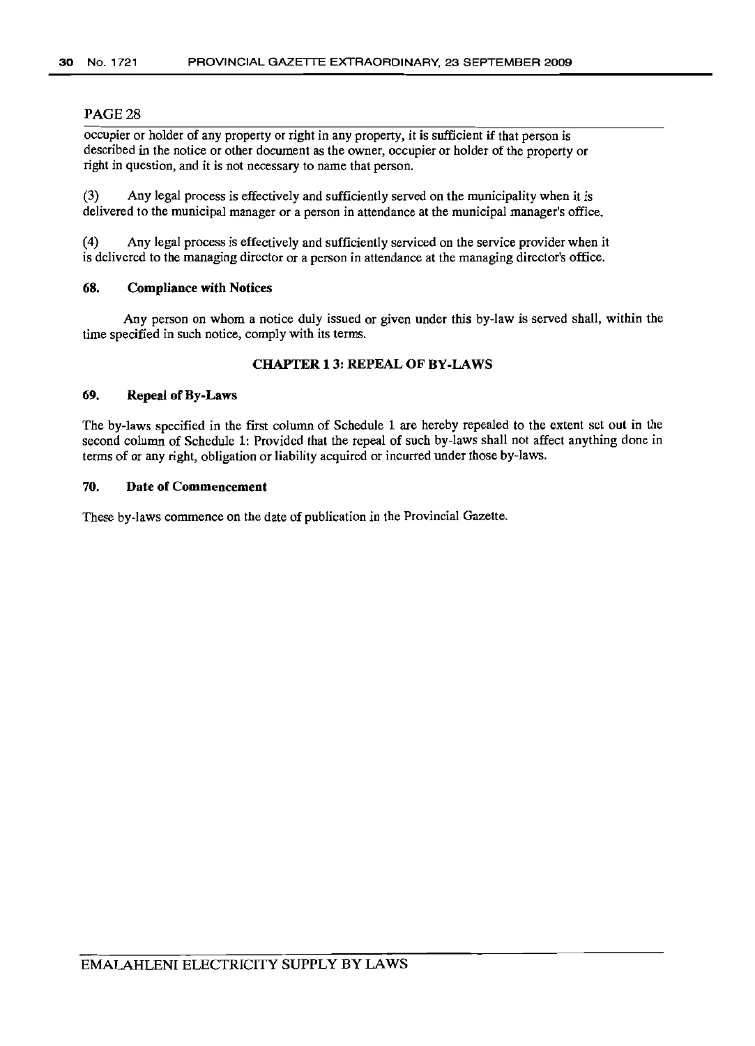PAGE 28

occupier or holder of any property or right in any property, it is sufficient if that person is described in the notice or other document as the owner, occupier or holder of the property or right in question, and it is not necessary to name that person.

(3) Any legal process is effectively and sufficiently served on the municipality when it is delivered to the municipal manager or a person in attendance at the municipal manager's office.

(4) Any legal process is effectively and sufficiently serviced on the service provider when it is delivered to the managing director or a person in attendance at the managing director's office.

### 68. Compliance with Notices

Any person on whom a notice duly issued or given under this by-law is served shall, within the time specified in such notice, comply with its terms.

## CHAPTER 1 3: REPEAL OF BY-LAWS

### 69. Repeal of By-Laws

The by-laws specified in the first column of Schedule 1 are hereby repealed to the extent set out in the second column of Schedule 1: Provided that the repeal of such by-laws shall not affect anything done in terms of or any right, obligation or liability acquired or incurred under those by-laws.

### 70. Date of Commencement

These by-laws commence on the date of publication in the Provincial Gazette.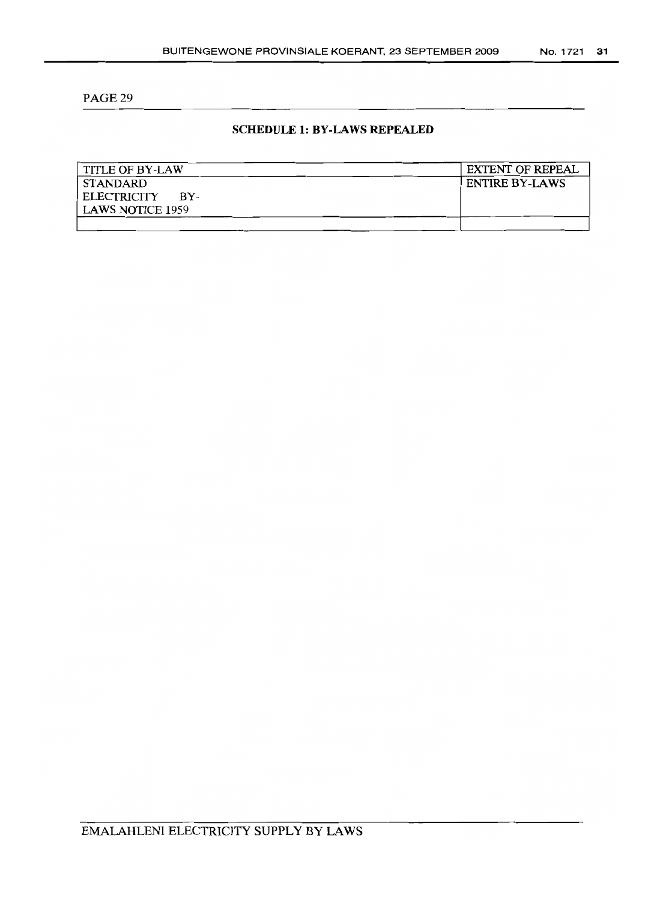PAGE 29

## SCHEDULE 1: BY-LAWS REPEALED

| TITLE OF BY-LAW | EXTENT OF REPEAL |
|---|---|
| STANDARD ELECTRICITY BY-LAWS NOTICE 1959 | ENTIRE BY-LAWS |
| | |

EMALAHLENI ELECTRICITY SUPPLY BY LAWS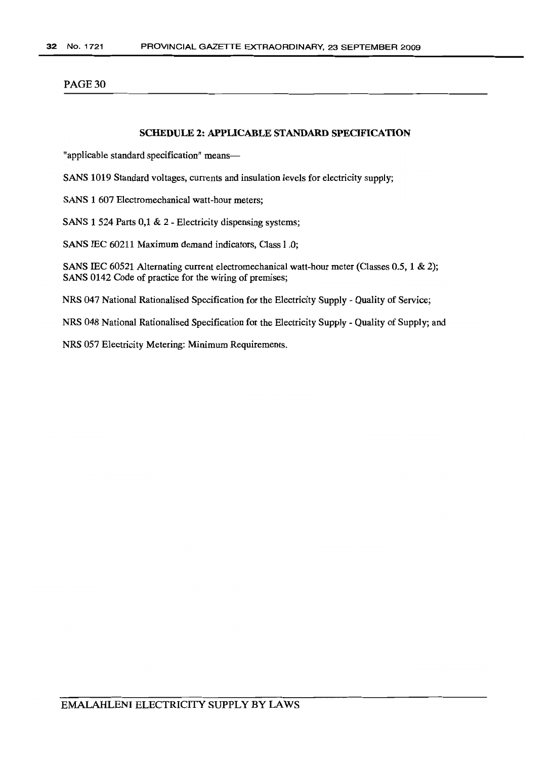PAGE 30

## SCHEDULE 2: APPLICABLE STANDARD SPECIFICATION

"applicable standard specification" means—

SANS 1019 Standard voltages, currents and insulation levels for electricity supply;

SANS 1 607 Electromechanical watt-hour meters;

SANS 1 524 Parts 0,1 & 2 - Electricity dispensing systems;

SANS IEC 60211 Maximum demand indicators, Class 1 .0;

SANS IEC 60521 Alternating current electromechanical watt-hour meter (Classes 0.5, 1 & 2);
SANS 0142 Code of practice for the wiring of premises;

NRS 047 National Rationalised Specification for the Electricity Supply - Quality of Service;

NRS 048 National Rationalised Specification for the Electricity Supply - Quality of Supply; and

NRS 057 Electricity Metering: Minimum Requirements.

EMALAHLENI ELECTRICITY SUPPLY BY LAWS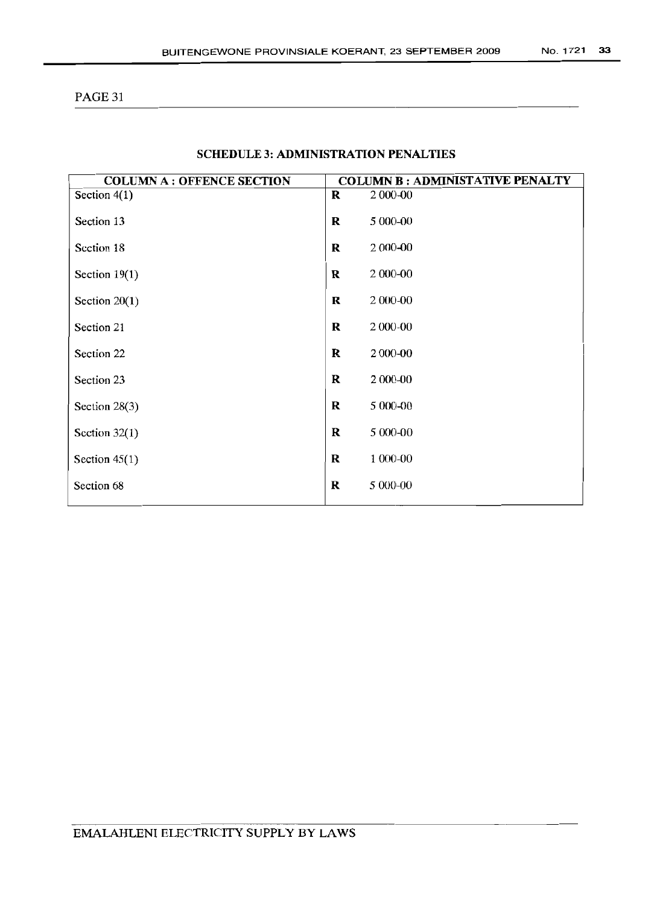PAGE 31

## SCHEDULE 3: ADMINISTRATION PENALTIES

| COLUMN A : OFFENCE SECTION | COLUMN B : ADMINISTATIVE PENALTY |
|---|---|
| Section 4(1) | **R** 2 000-00 |
| Section 13 | **R** 5 000-00 |
| Section 18 | **R** 2 000-00 |
| Section 19(1) | **R** 2 000-00 |
| Section 20(1) | **R** 2 000-00 |
| Section 21 | **R** 2 000-00 |
| Section 22 | **R** 2 000-00 |
| Section 23 | **R** 2 000-00 |
| Section 28(3) | **R** 5 000-00 |
| Section 32(1) | **R** 5 000-00 |
| Section 45(1) | **R** 1 000-00 |
| Section 68 | **R** 5 000-00 |

EMALAHLENI ELECTRICITY SUPPLY BY LAWS